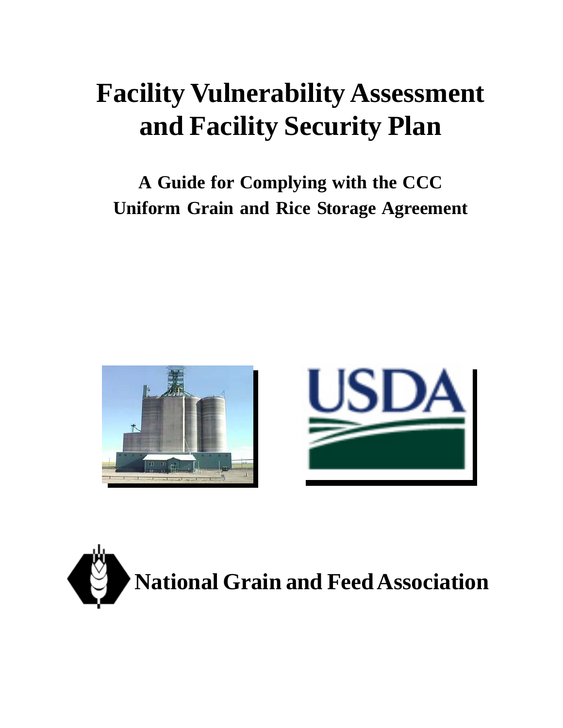# Facility Vulnerability Assessment and Facility Security Plan

## A Guide for Complying with the CCC Uniform Grain and Rice Storage Agreement

USDA

**National Grain and Feed Association**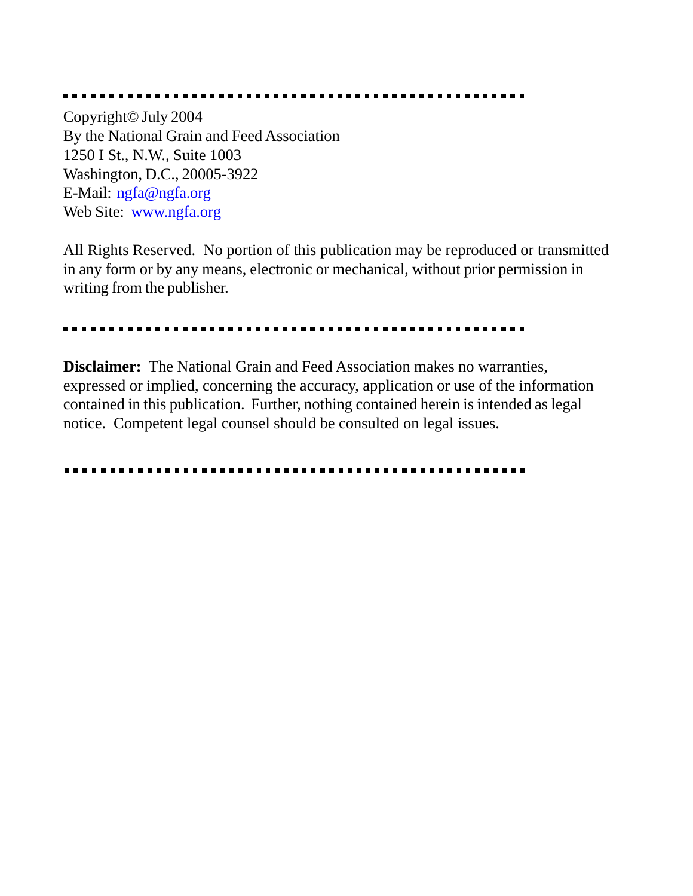---

Copyright© July 2004
By the National Grain and Feed Association
1250 I St., N.W., Suite 1003
Washington, D.C., 20005-3922
E-Mail: ngfa@ngfa.org
Web Site: www.ngfa.org

All Rights Reserved. No portion of this publication may be reproduced or transmitted in any form or by any means, electronic or mechanical, without prior permission in writing from the publisher.

---

**Disclaimer:** The National Grain and Feed Association makes no warranties, expressed or implied, concerning the accuracy, application or use of the information contained in this publication. Further, nothing contained herein is intended as legal notice. Competent legal counsel should be consulted on legal issues.

---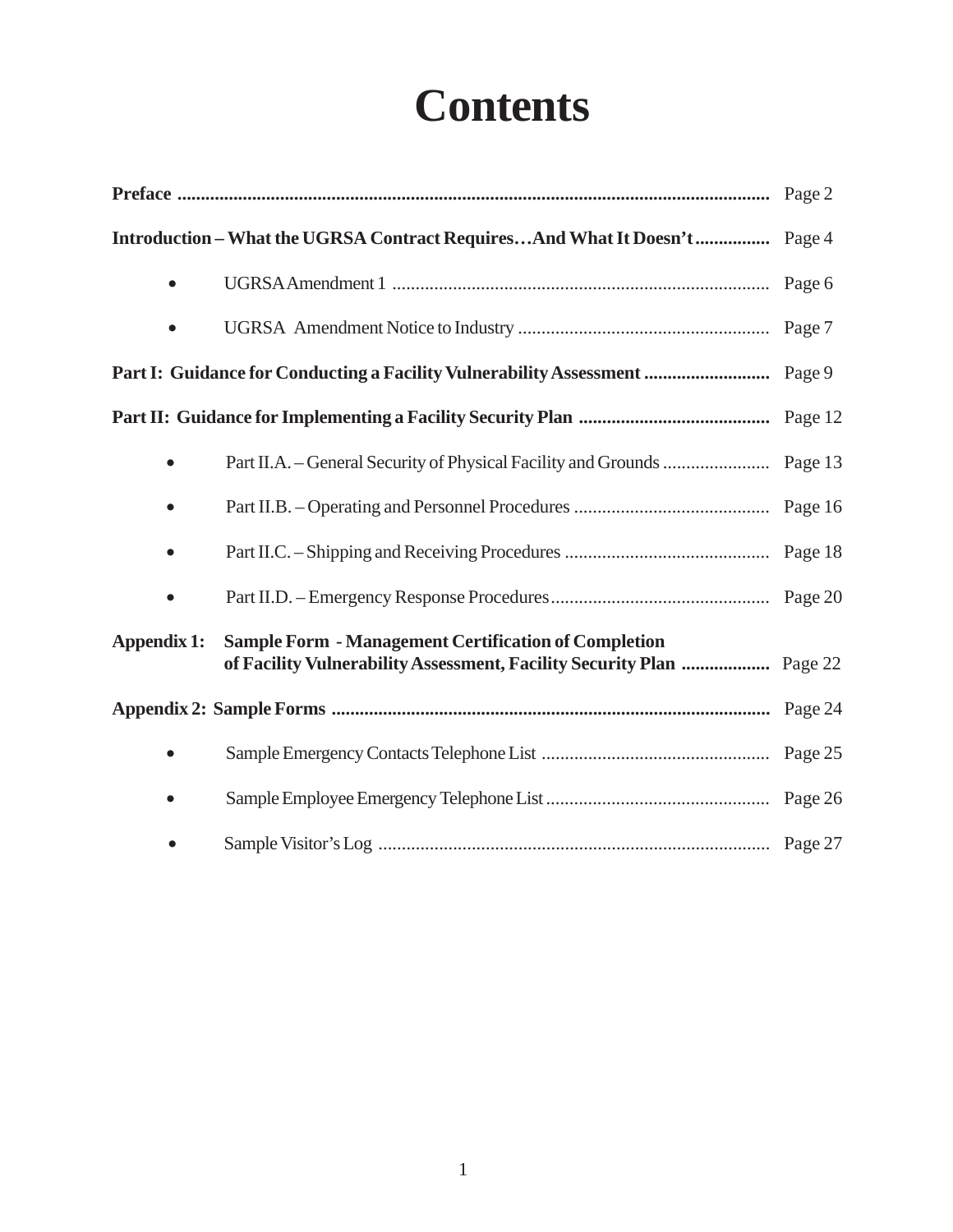# Contents

**Preface** ........................................................ Page 2

**Introduction – What the UGRSA Contract Requires…And What It Doesn't** ................ Page 4

- UGRSA Amendment 1 ........................................................ Page 6
- UGRSA Amendment Notice to Industry ........................................................ Page 7

**Part I: Guidance for Conducting a Facility Vulnerability Assessment** ........................ Page 9

**Part II: Guidance for Implementing a Facility Security Plan** ........................ Page 12

- Part II.A. – General Security of Physical Facility and Grounds ........................ Page 13
- Part II.B. – Operating and Personnel Procedures ........................ Page 16
- Part II.C. – Shipping and Receiving Procedures ........................ Page 18
- Part II.D. – Emergency Response Procedures ........................ Page 20

**Appendix 1: Sample Form - Management Certification of Completion of Facility Vulnerability Assessment, Facility Security Plan** ........................ Page 22

**Appendix 2: Sample Forms** ........................................................ Page 24

- Sample Emergency Contacts Telephone List ........................ Page 25
- Sample Employee Emergency Telephone List ........................ Page 26
- Sample Visitor's Log ........................................................ Page 27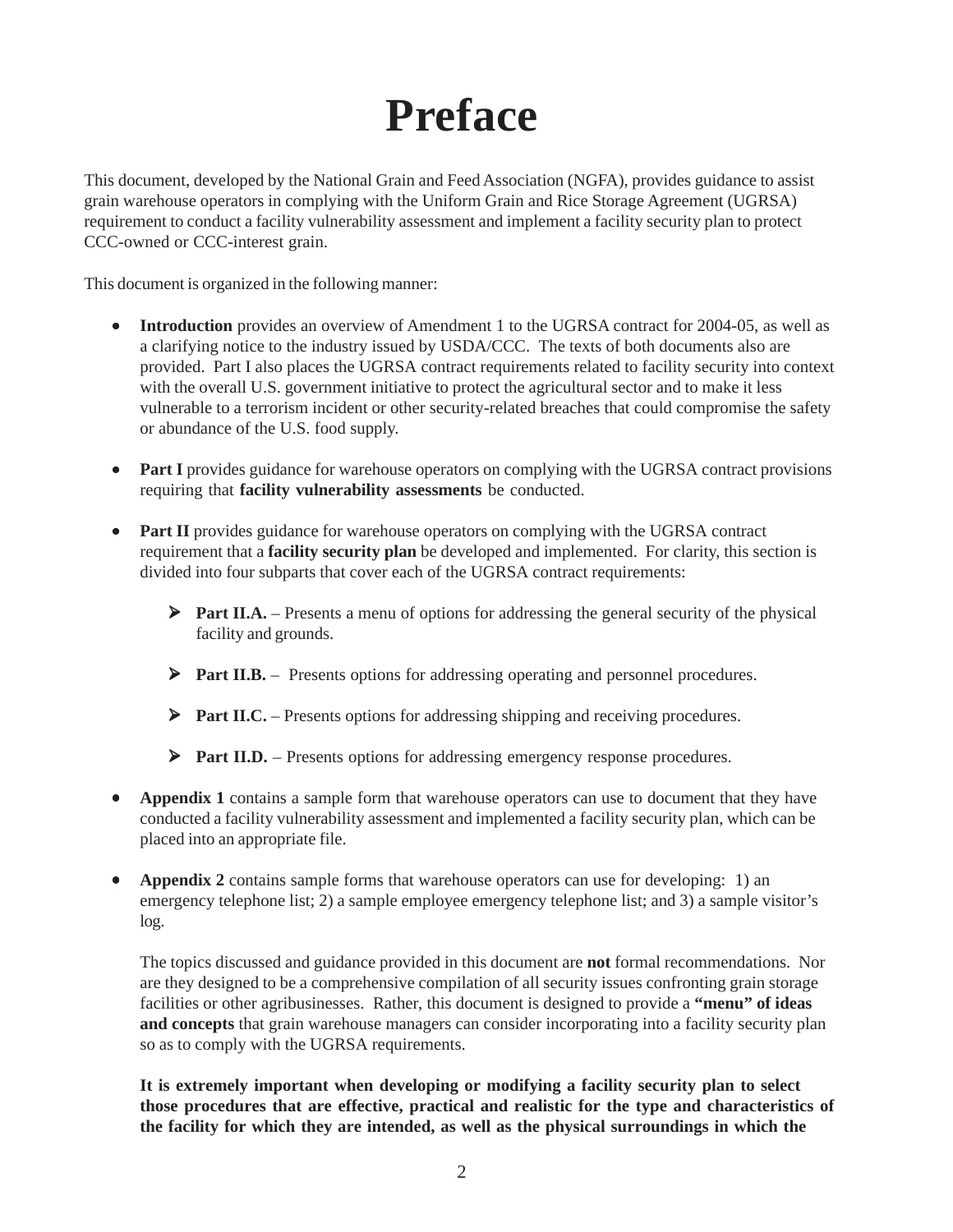# Preface

This document, developed by the National Grain and Feed Association (NGFA), provides guidance to assist grain warehouse operators in complying with the Uniform Grain and Rice Storage Agreement (UGRSA) requirement to conduct a facility vulnerability assessment and implement a facility security plan to protect CCC-owned or CCC-interest grain.

This document is organized in the following manner:

- **Introduction** provides an overview of Amendment 1 to the UGRSA contract for 2004-05, as well as a clarifying notice to the industry issued by USDA/CCC. The texts of both documents also are provided. Part I also places the UGRSA contract requirements related to facility security into context with the overall U.S. government initiative to protect the agricultural sector and to make it less vulnerable to a terrorism incident or other security-related breaches that could compromise the safety or abundance of the U.S. food supply.

- **Part I** provides guidance for warehouse operators on complying with the UGRSA contract provisions requiring that **facility vulnerability assessments** be conducted.

- **Part II** provides guidance for warehouse operators on complying with the UGRSA contract requirement that a **facility security plan** be developed and implemented. For clarity, this section is divided into four subparts that cover each of the UGRSA contract requirements:

  - **Part II.A.** – Presents a menu of options for addressing the general security of the physical facility and grounds.

  - **Part II.B.** – Presents options for addressing operating and personnel procedures.

  - **Part II.C.** – Presents options for addressing shipping and receiving procedures.

  - **Part II.D.** – Presents options for addressing emergency response procedures.

- **Appendix 1** contains a sample form that warehouse operators can use to document that they have conducted a facility vulnerability assessment and implemented a facility security plan, which can be placed into an appropriate file.

- **Appendix 2** contains sample forms that warehouse operators can use for developing: 1) an emergency telephone list; 2) a sample employee emergency telephone list; and 3) a sample visitor's log.

  The topics discussed and guidance provided in this document are **not** formal recommendations. Nor are they designed to be a comprehensive compilation of all security issues confronting grain storage facilities or other agribusinesses. Rather, this document is designed to provide a **"menu" of ideas and concepts** that grain warehouse managers can consider incorporating into a facility security plan so as to comply with the UGRSA requirements.

  **It is extremely important when developing or modifying a facility security plan to select those procedures that are effective, practical and realistic for the type and characteristics of the facility for which they are intended, as well as the physical surroundings in which the**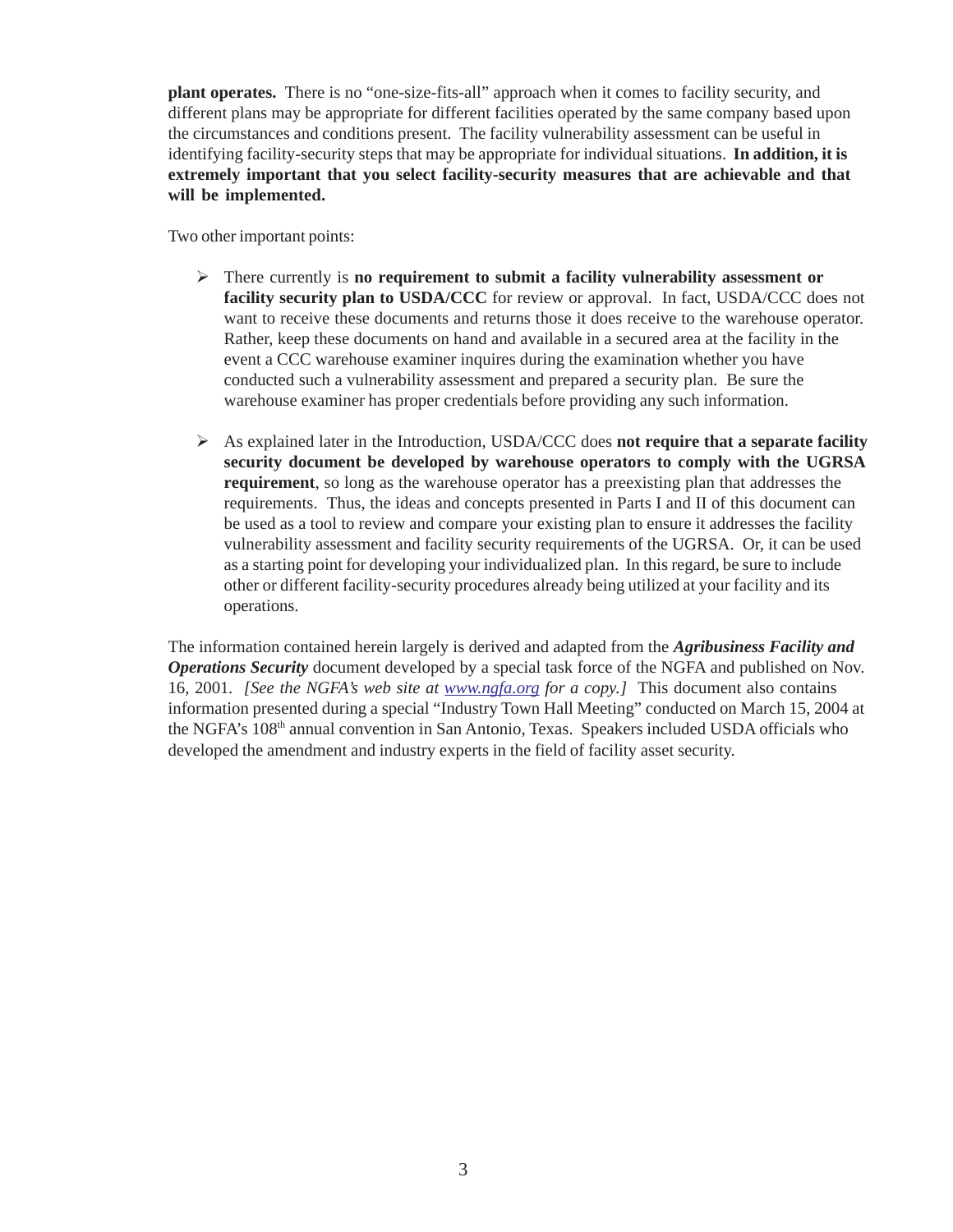**plant operates.** There is no “one-size-fits-all” approach when it comes to facility security, and different plans may be appropriate for different facilities operated by the same company based upon the circumstances and conditions present. The facility vulnerability assessment can be useful in identifying facility-security steps that may be appropriate for individual situations. **In addition, it is extremely important that you select facility-security measures that are achievable and that will be implemented.**

Two other important points:

- There currently is **no requirement to submit a facility vulnerability assessment or facility security plan to USDA/CCC** for review or approval. In fact, USDA/CCC does not want to receive these documents and returns those it does receive to the warehouse operator. Rather, keep these documents on hand and available in a secured area at the facility in the event a CCC warehouse examiner inquires during the examination whether you have conducted such a vulnerability assessment and prepared a security plan. Be sure the warehouse examiner has proper credentials before providing any such information.

- As explained later in the Introduction, USDA/CCC does **not require that a separate facility security document be developed by warehouse operators to comply with the UGRSA requirement**, so long as the warehouse operator has a preexisting plan that addresses the requirements. Thus, the ideas and concepts presented in Parts I and II of this document can be used as a tool to review and compare your existing plan to ensure it addresses the facility vulnerability assessment and facility security requirements of the UGRSA. Or, it can be used as a starting point for developing your individualized plan. In this regard, be sure to include other or different facility-security procedures already being utilized at your facility and its operations.

The information contained herein largely is derived and adapted from the ***Agribusiness Facility and Operations Security*** document developed by a special task force of the NGFA and published on Nov. 16, 2001. *[See the NGFA's web site at www.ngfa.org for a copy.]* This document also contains information presented during a special “Industry Town Hall Meeting” conducted on March 15, 2004 at the NGFA's 108th annual convention in San Antonio, Texas. Speakers included USDA officials who developed the amendment and industry experts in the field of facility asset security.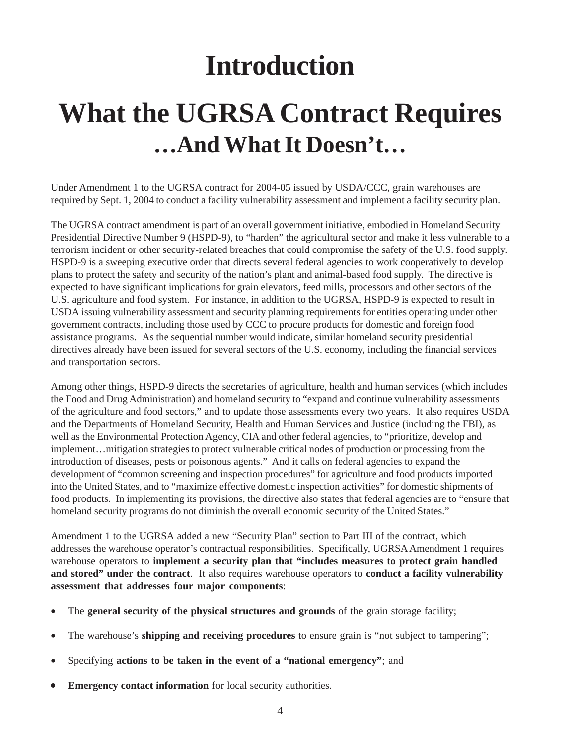# Introduction

# What the UGRSA Contract Requires

## …And What It Doesn't…

Under Amendment 1 to the UGRSA contract for 2004-05 issued by USDA/CCC, grain warehouses are required by Sept. 1, 2004 to conduct a facility vulnerability assessment and implement a facility security plan.

The UGRSA contract amendment is part of an overall government initiative, embodied in Homeland Security Presidential Directive Number 9 (HSPD-9), to "harden" the agricultural sector and make it less vulnerable to a terrorism incident or other security-related breaches that could compromise the safety of the U.S. food supply. HSPD-9 is a sweeping executive order that directs several federal agencies to work cooperatively to develop plans to protect the safety and security of the nation's plant and animal-based food supply. The directive is expected to have significant implications for grain elevators, feed mills, processors and other sectors of the U.S. agriculture and food system. For instance, in addition to the UGRSA, HSPD-9 is expected to result in USDA issuing vulnerability assessment and security planning requirements for entities operating under other government contracts, including those used by CCC to procure products for domestic and foreign food assistance programs. As the sequential number would indicate, similar homeland security presidential directives already have been issued for several sectors of the U.S. economy, including the financial services and transportation sectors.

Among other things, HSPD-9 directs the secretaries of agriculture, health and human services (which includes the Food and Drug Administration) and homeland security to "expand and continue vulnerability assessments of the agriculture and food sectors," and to update those assessments every two years. It also requires USDA and the Departments of Homeland Security, Health and Human Services and Justice (including the FBI), as well as the Environmental Protection Agency, CIA and other federal agencies, to "prioritize, develop and implement…mitigation strategies to protect vulnerable critical nodes of production or processing from the introduction of diseases, pests or poisonous agents." And it calls on federal agencies to expand the development of "common screening and inspection procedures" for agriculture and food products imported into the United States, and to "maximize effective domestic inspection activities" for domestic shipments of food products. In implementing its provisions, the directive also states that federal agencies are to "ensure that homeland security programs do not diminish the overall economic security of the United States."

Amendment 1 to the UGRSA added a new "Security Plan" section to Part III of the contract, which addresses the warehouse operator's contractual responsibilities. Specifically, UGRSA Amendment 1 requires warehouse operators to **implement a security plan that "includes measures to protect grain handled and stored" under the contract**. It also requires warehouse operators to **conduct a facility vulnerability assessment that addresses four major components**:

- The **general security of the physical structures and grounds** of the grain storage facility;
- The warehouse's **shipping and receiving procedures** to ensure grain is "not subject to tampering";
- Specifying **actions to be taken in the event of a "national emergency"**; and
- **Emergency contact information** for local security authorities.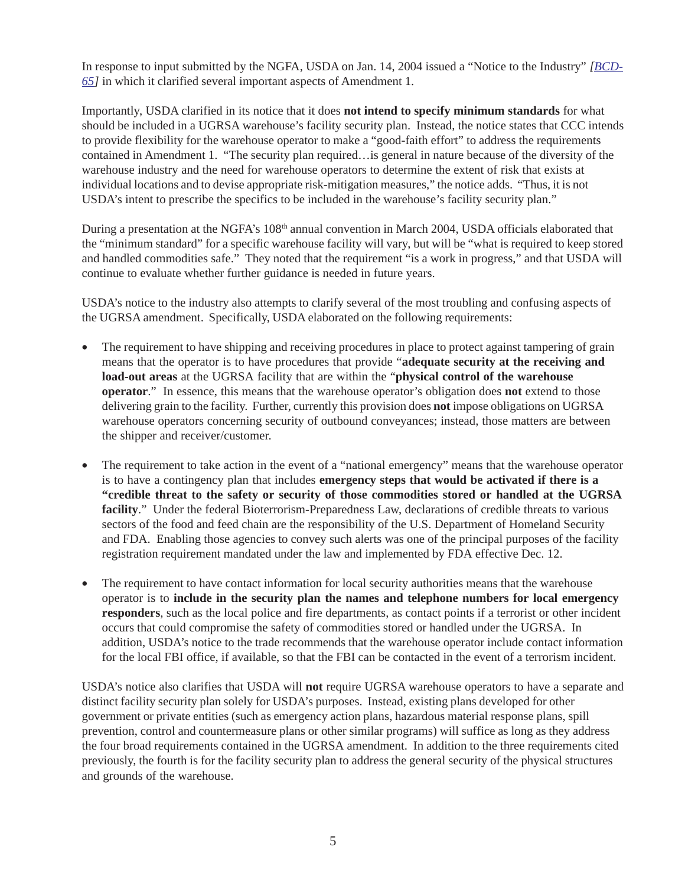In response to input submitted by the NGFA, USDA on Jan. 14, 2004 issued a "Notice to the Industry" *[BCD-65]* in which it clarified several important aspects of Amendment 1.

Importantly, USDA clarified in its notice that it does **not intend to specify minimum standards** for what should be included in a UGRSA warehouse's facility security plan. Instead, the notice states that CCC intends to provide flexibility for the warehouse operator to make a "good-faith effort" to address the requirements contained in Amendment 1. "The security plan required…is general in nature because of the diversity of the warehouse industry and the need for warehouse operators to determine the extent of risk that exists at individual locations and to devise appropriate risk-mitigation measures," the notice adds. "Thus, it is not USDA's intent to prescribe the specifics to be included in the warehouse's facility security plan."

During a presentation at the NGFA's 108th annual convention in March 2004, USDA officials elaborated that the "minimum standard" for a specific warehouse facility will vary, but will be "what is required to keep stored and handled commodities safe." They noted that the requirement "is a work in progress," and that USDA will continue to evaluate whether further guidance is needed in future years.

USDA's notice to the industry also attempts to clarify several of the most troubling and confusing aspects of the UGRSA amendment. Specifically, USDA elaborated on the following requirements:

- The requirement to have shipping and receiving procedures in place to protect against tampering of grain means that the operator is to have procedures that provide "**adequate security at the receiving and load-out areas** at the UGRSA facility that are within the "**physical control of the warehouse operator**." In essence, this means that the warehouse operator's obligation does **not** extend to those delivering grain to the facility. Further, currently this provision does **not** impose obligations on UGRSA warehouse operators concerning security of outbound conveyances; instead, those matters are between the shipper and receiver/customer.

- The requirement to take action in the event of a "national emergency" means that the warehouse operator is to have a contingency plan that includes **emergency steps that would be activated if there is a "credible threat to the safety or security of those commodities stored or handled at the UGRSA facility**." Under the federal Bioterrorism-Preparedness Law, declarations of credible threats to various sectors of the food and feed chain are the responsibility of the U.S. Department of Homeland Security and FDA. Enabling those agencies to convey such alerts was one of the principal purposes of the facility registration requirement mandated under the law and implemented by FDA effective Dec. 12.

- The requirement to have contact information for local security authorities means that the warehouse operator is to **include in the security plan the names and telephone numbers for local emergency responders**, such as the local police and fire departments, as contact points if a terrorist or other incident occurs that could compromise the safety of commodities stored or handled under the UGRSA. In addition, USDA's notice to the trade recommends that the warehouse operator include contact information for the local FBI office, if available, so that the FBI can be contacted in the event of a terrorism incident.

USDA's notice also clarifies that USDA will **not** require UGRSA warehouse operators to have a separate and distinct facility security plan solely for USDA's purposes. Instead, existing plans developed for other government or private entities (such as emergency action plans, hazardous material response plans, spill prevention, control and countermeasure plans or other similar programs) will suffice as long as they address the four broad requirements contained in the UGRSA amendment. In addition to the three requirements cited previously, the fourth is for the facility security plan to address the general security of the physical structures and grounds of the warehouse.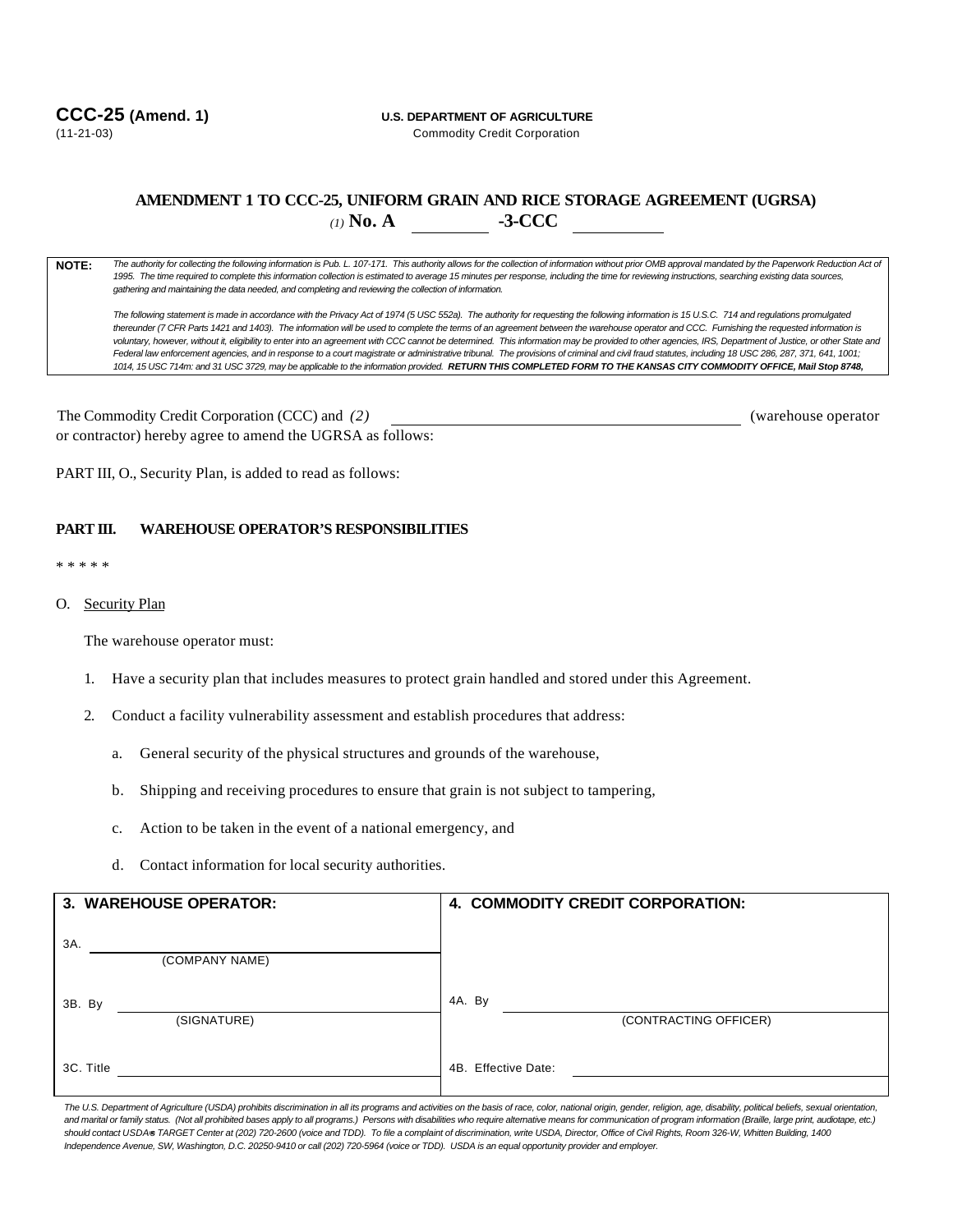**CCC-25 (Amend. 1)**
(11-21-03)

**U.S. DEPARTMENT OF AGRICULTURE**
Commodity Credit Corporation

## AMENDMENT 1 TO CCC-25, UNIFORM GRAIN AND RICE STORAGE AGREEMENT (UGRSA)

*(1)* **No. A \_\_\_\_\_\_\_\_ -3-CCC \_\_\_\_\_\_\_\_**

**NOTE:** *The authority for collecting the following information is Pub. L. 107-171. This authority allows for the collection of information without prior OMB approval mandated by the Paperwork Reduction Act of 1995. The time required to complete this information collection is estimated to average 15 minutes per response, including the time for reviewing instructions, searching existing data sources, gathering and maintaining the data needed, and completing and reviewing the collection of information.*

*The following statement is made in accordance with the Privacy Act of 1974 (5 USC 552a). The authority for requesting the following information is 15 U.S.C. 714 and regulations promulgated thereunder (7 CFR Parts 1421 and 1403). The information will be used to complete the terms of an agreement between the warehouse operator and CCC. Furnishing the requested information is voluntary, however, without it, eligibility to enter into an agreement with CCC cannot be determined. This information may be provided to other agencies, IRS, Department of Justice, or other State and Federal law enforcement agencies, and in response to a court magistrate or administrative tribunal. The provisions of criminal and civil fraud statutes, including 18 USC 286, 287, 371, 641, 1001; 1014, 15 USC 714m: and 31 USC 3729, may be applicable to the information provided.* ***RETURN THIS COMPLETED FORM TO THE KANSAS CITY COMMODITY OFFICE, Mail Stop 8748,***

The Commodity Credit Corporation (CCC) and *(2)* \_\_\_\_\_\_\_\_\_\_\_\_\_\_\_\_\_\_\_\_\_\_\_\_ (warehouse operator or contractor) hereby agree to amend the UGRSA as follows:

PART III, O., Security Plan, is added to read as follows:

**PART III. WAREHOUSE OPERATOR'S RESPONSIBILITIES**

\* \* \* \* \*

O. Security Plan

The warehouse operator must:

1. Have a security plan that includes measures to protect grain handled and stored under this Agreement.
2. Conduct a facility vulnerability assessment and establish procedures that address:
   a. General security of the physical structures and grounds of the warehouse,
   b. Shipping and receiving procedures to ensure that grain is not subject to tampering,
   c. Action to be taken in the event of a national emergency, and
   d. Contact information for local security authorities.

| 3. WAREHOUSE OPERATOR: | 4. COMMODITY CREDIT CORPORATION: |
|---|---|
| 3A. \_\_\_\_\_\_\_\_ (COMPANY NAME) | |
| 3B. By \_\_\_\_\_\_\_\_ (SIGNATURE) | 4A. By \_\_\_\_\_\_\_\_ (CONTRACTING OFFICER) |
| 3C. Title \_\_\_\_\_\_\_\_ | 4B. Effective Date: \_\_\_\_\_\_\_\_ |

*The U.S. Department of Agriculture (USDA) prohibits discrimination in all its programs and activities on the basis of race, color, national origin, gender, religion, age, disability, political beliefs, sexual orientation, and marital or family status. (Not all prohibited bases apply to all programs.) Persons with disabilities who require alternative means for communication of program information (Braille, large print, audiotape, etc.) should contact USDA's TARGET Center at (202) 720-2600 (voice and TDD). To file a complaint of discrimination, write USDA, Director, Office of Civil Rights, Room 326-W, Whitten Building, 1400 Independence Avenue, SW, Washington, D.C. 20250-9410 or call (202) 720-5964 (voice or TDD). USDA is an equal opportunity provider and employer.*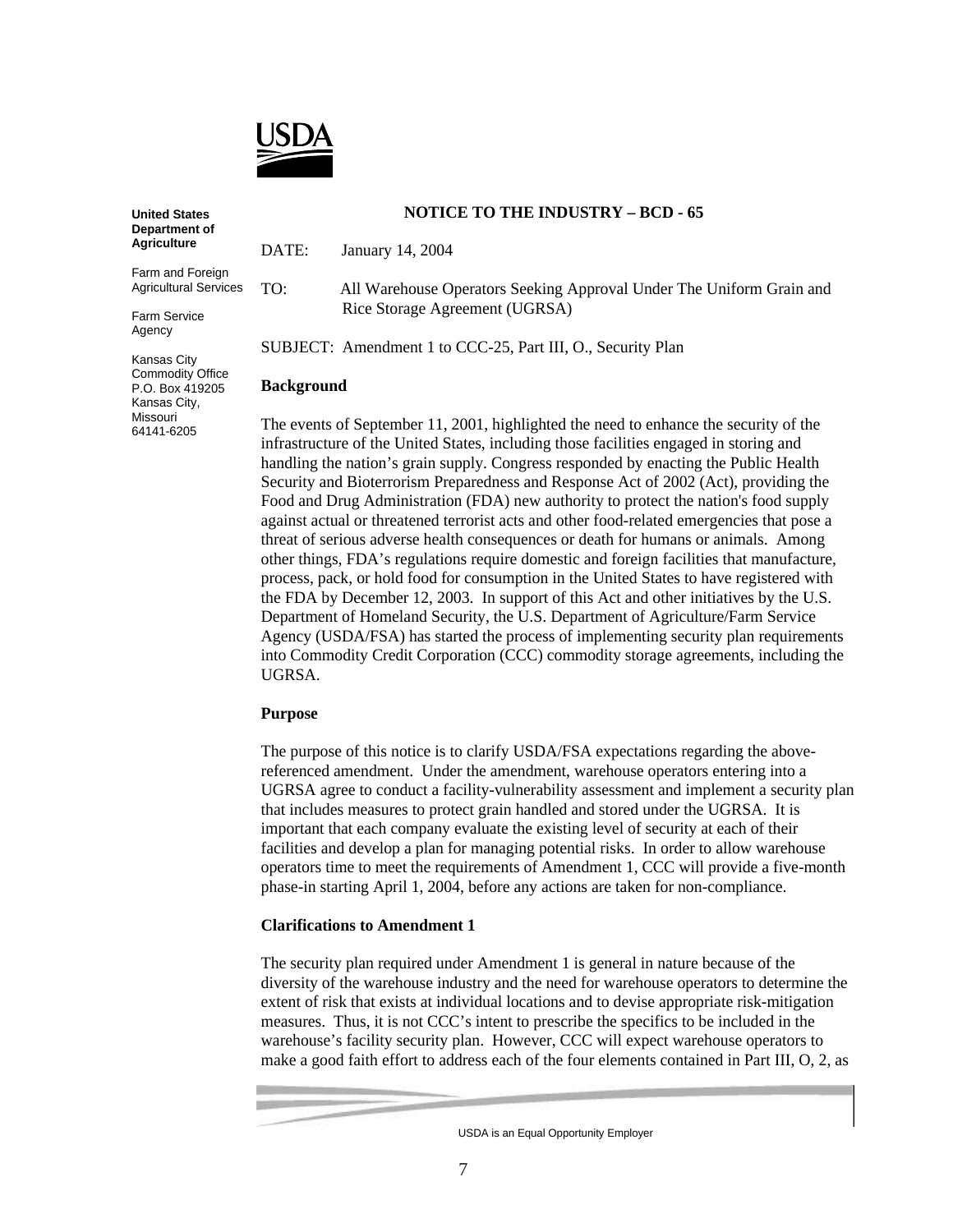**United States Department of Agriculture**

Farm and Foreign Agricultural Services

Farm Service Agency

Kansas City Commodity Office
P.O. Box 419205
Kansas City, Missouri
64141-6205

**NOTICE TO THE INDUSTRY – BCD - 65**

DATE: January 14, 2004

TO: All Warehouse Operators Seeking Approval Under The Uniform Grain and Rice Storage Agreement (UGRSA)

SUBJECT: Amendment 1 to CCC-25, Part III, O., Security Plan

**Background**

The events of September 11, 2001, highlighted the need to enhance the security of the infrastructure of the United States, including those facilities engaged in storing and handling the nation's grain supply. Congress responded by enacting the Public Health Security and Bioterrorism Preparedness and Response Act of 2002 (Act), providing the Food and Drug Administration (FDA) new authority to protect the nation's food supply against actual or threatened terrorist acts and other food-related emergencies that pose a threat of serious adverse health consequences or death for humans or animals. Among other things, FDA's regulations require domestic and foreign facilities that manufacture, process, pack, or hold food for consumption in the United States to have registered with the FDA by December 12, 2003. In support of this Act and other initiatives by the U.S. Department of Homeland Security, the U.S. Department of Agriculture/Farm Service Agency (USDA/FSA) has started the process of implementing security plan requirements into Commodity Credit Corporation (CCC) commodity storage agreements, including the UGRSA.

**Purpose**

The purpose of this notice is to clarify USDA/FSA expectations regarding the above-referenced amendment. Under the amendment, warehouse operators entering into a UGRSA agree to conduct a facility-vulnerability assessment and implement a security plan that includes measures to protect grain handled and stored under the UGRSA. It is important that each company evaluate the existing level of security at each of their facilities and develop a plan for managing potential risks. In order to allow warehouse operators time to meet the requirements of Amendment 1, CCC will provide a five-month phase-in starting April 1, 2004, before any actions are taken for non-compliance.

**Clarifications to Amendment 1**

The security plan required under Amendment 1 is general in nature because of the diversity of the warehouse industry and the need for warehouse operators to determine the extent of risk that exists at individual locations and to devise appropriate risk-mitigation measures. Thus, it is not CCC's intent to prescribe the specifics to be included in the warehouse's facility security plan. However, CCC will expect warehouse operators to make a good faith effort to address each of the four elements contained in Part III, O, 2, as

USDA is an Equal Opportunity Employer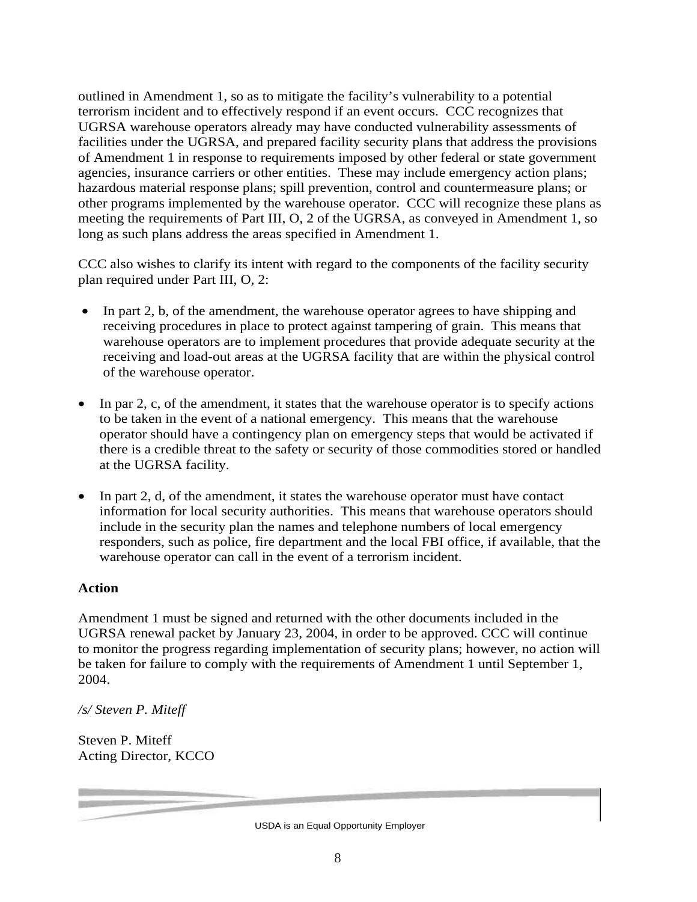outlined in Amendment 1, so as to mitigate the facility's vulnerability to a potential terrorism incident and to effectively respond if an event occurs. CCC recognizes that UGRSA warehouse operators already may have conducted vulnerability assessments of facilities under the UGRSA, and prepared facility security plans that address the provisions of Amendment 1 in response to requirements imposed by other federal or state government agencies, insurance carriers or other entities. These may include emergency action plans; hazardous material response plans; spill prevention, control and countermeasure plans; or other programs implemented by the warehouse operator. CCC will recognize these plans as meeting the requirements of Part III, O, 2 of the UGRSA, as conveyed in Amendment 1, so long as such plans address the areas specified in Amendment 1.

CCC also wishes to clarify its intent with regard to the components of the facility security plan required under Part III, O, 2:

- In part 2, b, of the amendment, the warehouse operator agrees to have shipping and receiving procedures in place to protect against tampering of grain. This means that warehouse operators are to implement procedures that provide adequate security at the receiving and load-out areas at the UGRSA facility that are within the physical control of the warehouse operator.

- In par 2, c, of the amendment, it states that the warehouse operator is to specify actions to be taken in the event of a national emergency. This means that the warehouse operator should have a contingency plan on emergency steps that would be activated if there is a credible threat to the safety or security of those commodities stored or handled at the UGRSA facility.

- In part 2, d, of the amendment, it states the warehouse operator must have contact information for local security authorities. This means that warehouse operators should include in the security plan the names and telephone numbers of local emergency responders, such as police, fire department and the local FBI office, if available, that the warehouse operator can call in the event of a terrorism incident.

**Action**

Amendment 1 must be signed and returned with the other documents included in the UGRSA renewal packet by January 23, 2004, in order to be approved. CCC will continue to monitor the progress regarding implementation of security plans; however, no action will be taken for failure to comply with the requirements of Amendment 1 until September 1, 2004.

*/s/ Steven P. Miteff*

Steven P. Miteff
Acting Director, KCCO

USDA is an Equal Opportunity Employer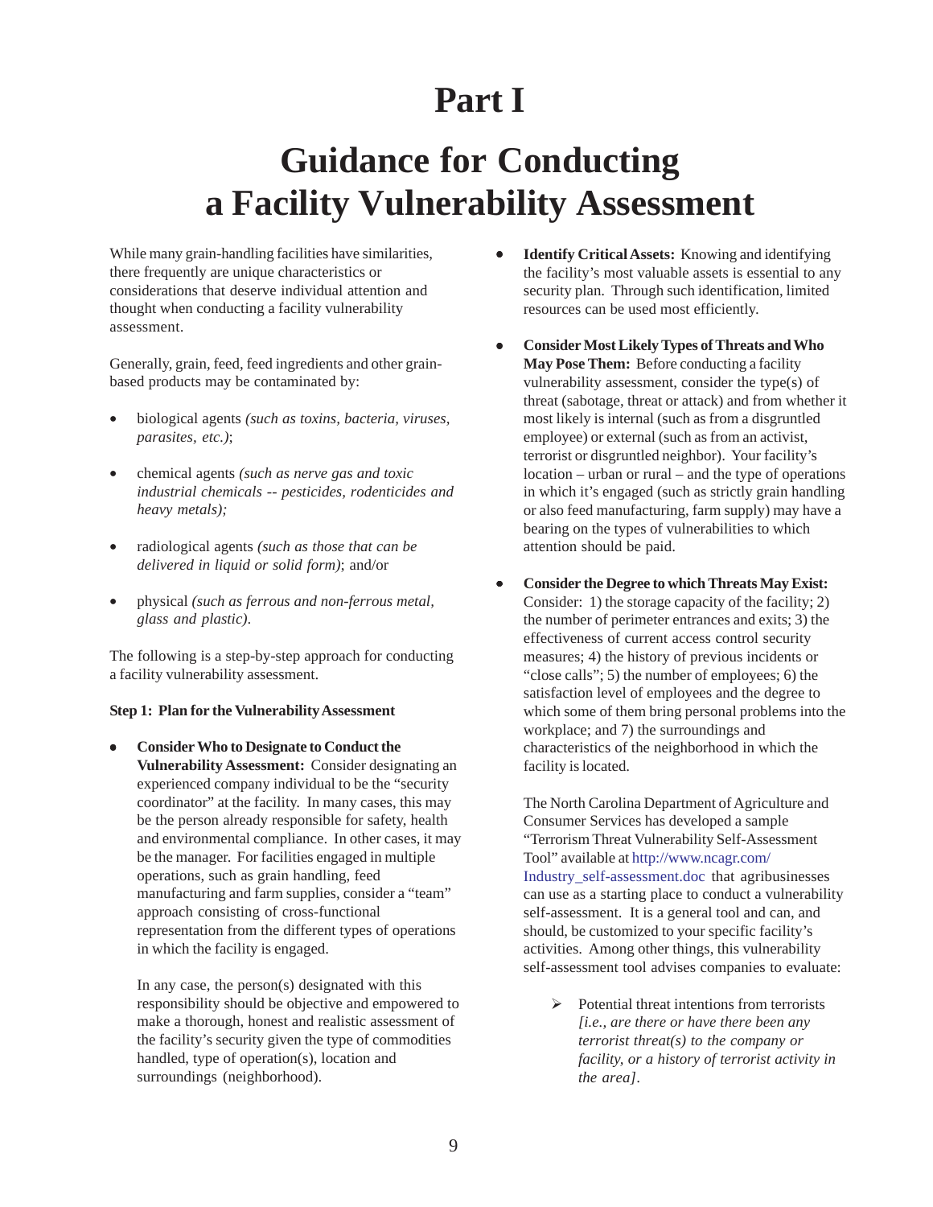# Part I

# Guidance for Conducting a Facility Vulnerability Assessment

While many grain-handling facilities have similarities, there frequently are unique characteristics or considerations that deserve individual attention and thought when conducting a facility vulnerability assessment.

Generally, grain, feed, feed ingredients and other grain-based products may be contaminated by:

- biological agents *(such as toxins, bacteria, viruses, parasites, etc.)*;
- chemical agents *(such as nerve gas and toxic industrial chemicals -- pesticides, rodenticides and heavy metals);*
- radiological agents *(such as those that can be delivered in liquid or solid form)*; and/or
- physical *(such as ferrous and non-ferrous metal, glass and plastic).*

The following is a step-by-step approach for conducting a facility vulnerability assessment.

**Step 1: Plan for the Vulnerability Assessment**

- **Consider Who to Designate to Conduct the Vulnerability Assessment:** Consider designating an experienced company individual to be the "security coordinator" at the facility. In many cases, this may be the person already responsible for safety, health and environmental compliance. In other cases, it may be the manager. For facilities engaged in multiple operations, such as grain handling, feed manufacturing and farm supplies, consider a "team" approach consisting of cross-functional representation from the different types of operations in which the facility is engaged.

  In any case, the person(s) designated with this responsibility should be objective and empowered to make a thorough, honest and realistic assessment of the facility's security given the type of commodities handled, type of operation(s), location and surroundings (neighborhood).

- **Identify Critical Assets:** Knowing and identifying the facility's most valuable assets is essential to any security plan. Through such identification, limited resources can be used most efficiently.

- **Consider Most Likely Types of Threats and Who May Pose Them:** Before conducting a facility vulnerability assessment, consider the type(s) of threat (sabotage, threat or attack) and from whether it most likely is internal (such as from a disgruntled employee) or external (such as from an activist, terrorist or disgruntled neighbor). Your facility's location – urban or rural – and the type of operations in which it's engaged (such as strictly grain handling or also feed manufacturing, farm supply) may have a bearing on the types of vulnerabilities to which attention should be paid.

- **Consider the Degree to which Threats May Exist:** Consider: 1) the storage capacity of the facility; 2) the number of perimeter entrances and exits; 3) the effectiveness of current access control security measures; 4) the history of previous incidents or "close calls"; 5) the number of employees; 6) the satisfaction level of employees and the degree to which some of them bring personal problems into the workplace; and 7) the surroundings and characteristics of the neighborhood in which the facility is located.

  The North Carolina Department of Agriculture and Consumer Services has developed a sample "Terrorism Threat Vulnerability Self-Assessment Tool" available at http://www.ncagr.com/Industry_self-assessment.doc that agribusinesses can use as a starting place to conduct a vulnerability self-assessment. It is a general tool and can, and should, be customized to your specific facility's activities. Among other things, this vulnerability self-assessment tool advises companies to evaluate:

  - Potential threat intentions from terrorists *[i.e., are there or have there been any terrorist threat(s) to the company or facility, or a history of terrorist activity in the area]*.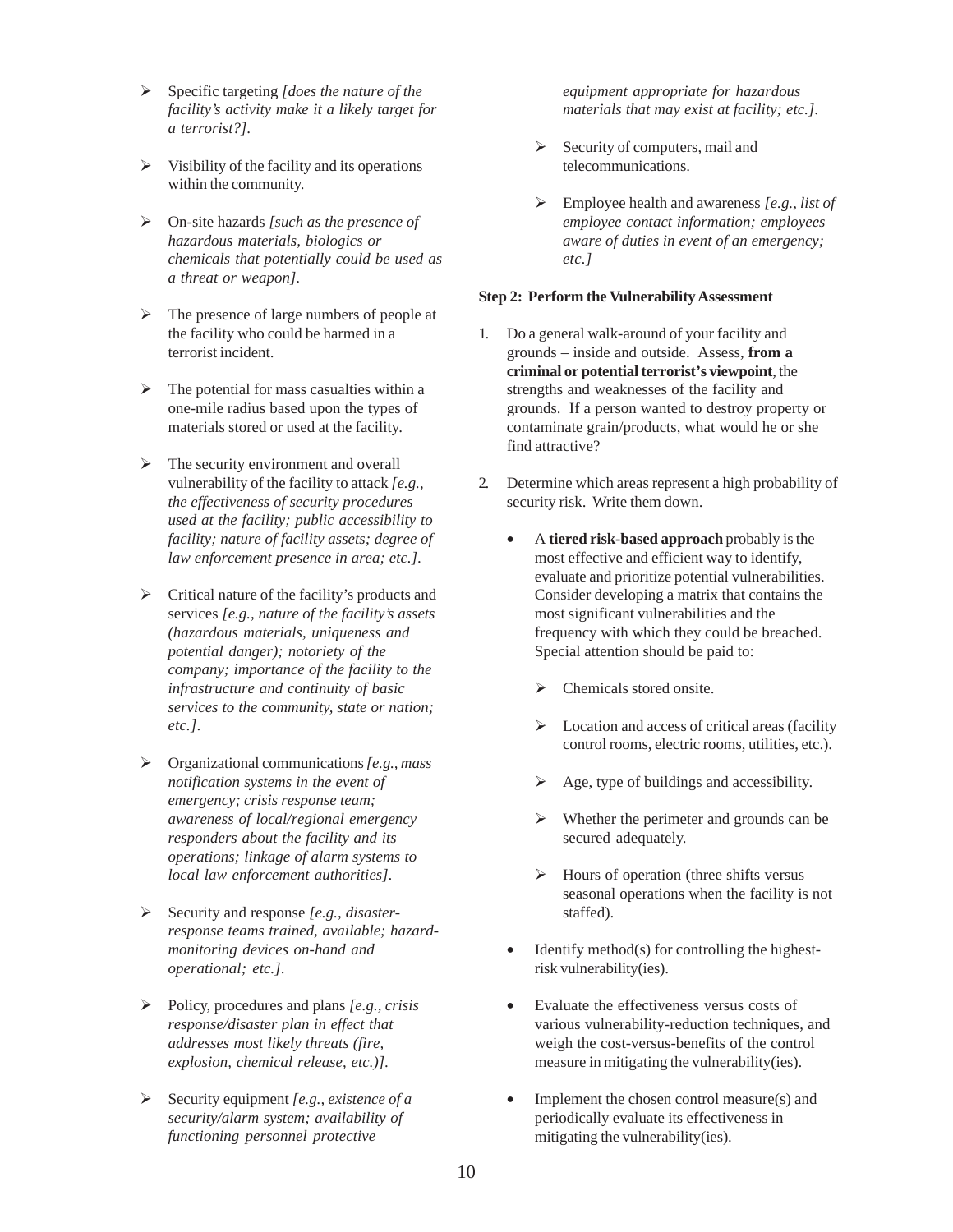- Specific targeting *[does the nature of the facility's activity make it a likely target for a terrorist?]*.

- Visibility of the facility and its operations within the community.

- On-site hazards *[such as the presence of hazardous materials, biologics or chemicals that potentially could be used as a threat or weapon]*.

- The presence of large numbers of people at the facility who could be harmed in a terrorist incident.

- The potential for mass casualties within a one-mile radius based upon the types of materials stored or used at the facility.

- The security environment and overall vulnerability of the facility to attack *[e.g., the effectiveness of security procedures used at the facility; public accessibility to facility; nature of facility assets; degree of law enforcement presence in area; etc.]*.

- Critical nature of the facility's products and services *[e.g., nature of the facility's assets (hazardous materials, uniqueness and potential danger); notoriety of the company; importance of the facility to the infrastructure and continuity of basic services to the community, state or nation; etc.]*.

- Organizational communications *[e.g., mass notification systems in the event of emergency; crisis response team; awareness of local/regional emergency responders about the facility and its operations; linkage of alarm systems to local law enforcement authorities]*.

- Security and response *[e.g., disaster-response teams trained, available; hazard-monitoring devices on-hand and operational; etc.]*.

- Policy, procedures and plans *[e.g., crisis response/disaster plan in effect that addresses most likely threats (fire, explosion, chemical release, etc.)]*.

- Security equipment *[e.g., existence of a security/alarm system; availability of functioning personnel protective equipment appropriate for hazardous materials that may exist at facility; etc.]*.

- Security of computers, mail and telecommunications.

- Employee health and awareness *[e.g., list of employee contact information; employees aware of duties in event of an emergency; etc.]*

**Step 2: Perform the Vulnerability Assessment**

1. Do a general walk-around of your facility and grounds – inside and outside. Assess, **from a criminal or potential terrorist's viewpoint**, the strengths and weaknesses of the facility and grounds. If a person wanted to destroy property or contaminate grain/products, what would he or she find attractive?

2. Determine which areas represent a high probability of security risk. Write them down.

   - A **tiered risk-based approach** probably is the most effective and efficient way to identify, evaluate and prioritize potential vulnerabilities. Consider developing a matrix that contains the most significant vulnerabilities and the frequency with which they could be breached. Special attention should be paid to:

     - Chemicals stored onsite.

     - Location and access of critical areas (facility control rooms, electric rooms, utilities, etc.).

     - Age, type of buildings and accessibility.

     - Whether the perimeter and grounds can be secured adequately.

     - Hours of operation (three shifts versus seasonal operations when the facility is not staffed).

   - Identify method(s) for controlling the highest-risk vulnerability(ies).

   - Evaluate the effectiveness versus costs of various vulnerability-reduction techniques, and weigh the cost-versus-benefits of the control measure in mitigating the vulnerability(ies).

   - Implement the chosen control measure(s) and periodically evaluate its effectiveness in mitigating the vulnerability(ies).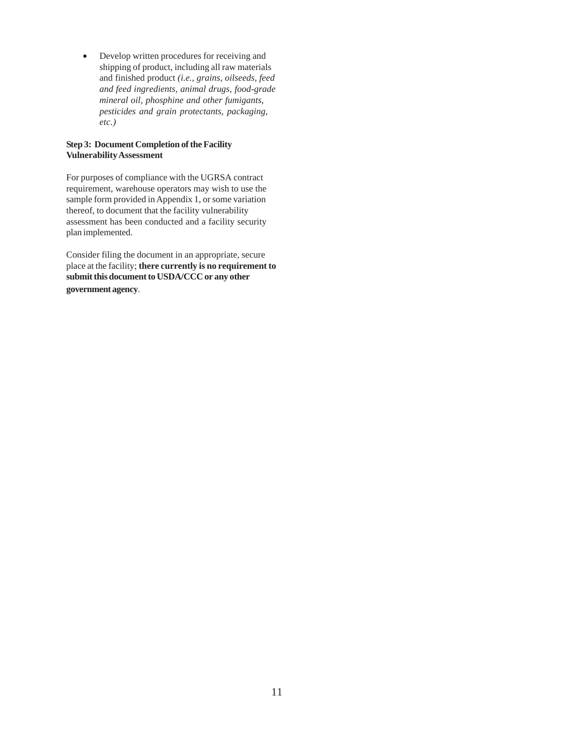- Develop written procedures for receiving and shipping of product, including all raw materials and finished product *(i.e., grains, oilseeds, feed and feed ingredients, animal drugs, food-grade mineral oil, phosphine and other fumigants, pesticides and grain protectants, packaging, etc.)*

**Step 3: Document Completion of the Facility Vulnerability Assessment**

For purposes of compliance with the UGRSA contract requirement, warehouse operators may wish to use the sample form provided in Appendix 1, or some variation thereof, to document that the facility vulnerability assessment has been conducted and a facility security plan implemented.

Consider filing the document in an appropriate, secure place at the facility; **there currently is no requirement to submit this document to USDA/CCC or any other government agency**.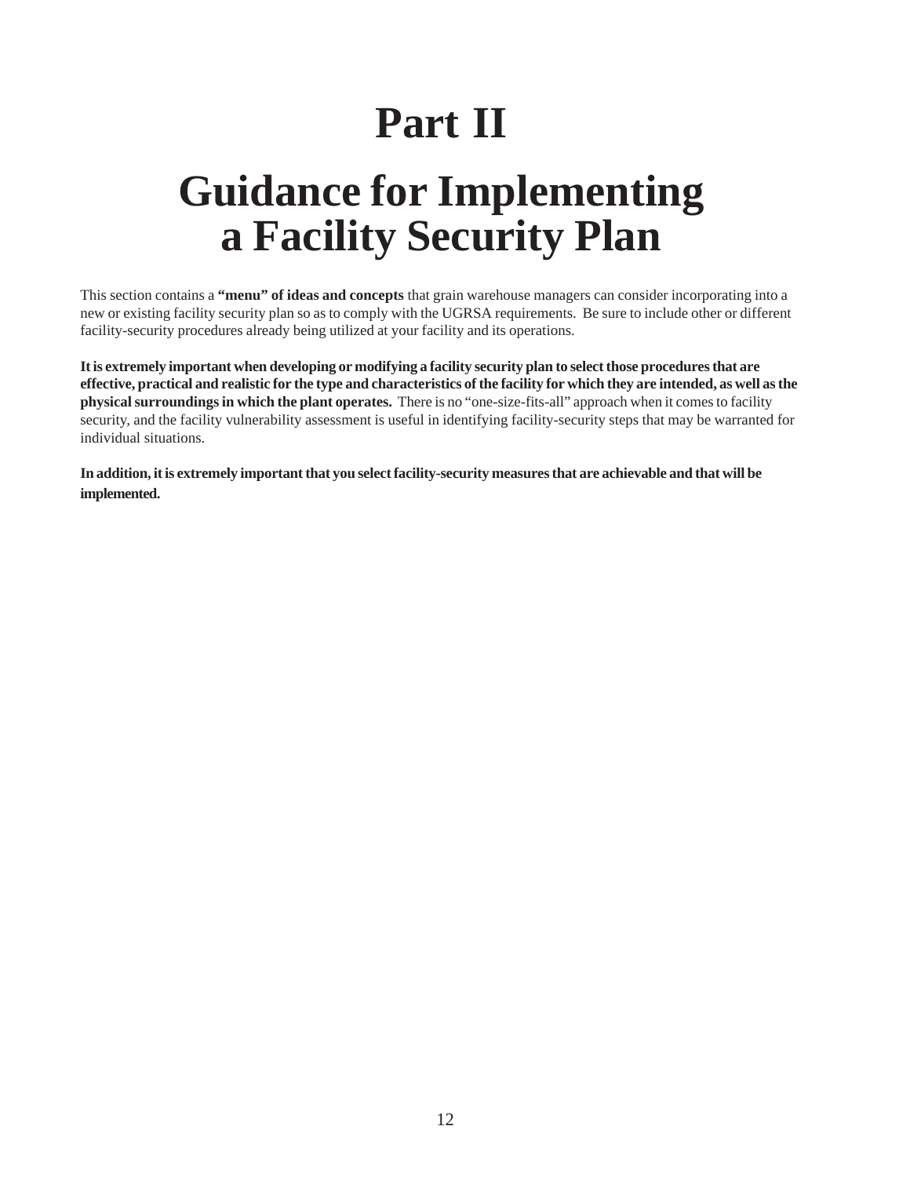# Part II

# Guidance for Implementing a Facility Security Plan

This section contains a **"menu" of ideas and concepts** that grain warehouse managers can consider incorporating into a new or existing facility security plan so as to comply with the UGRSA requirements. Be sure to include other or different facility-security procedures already being utilized at your facility and its operations.

**It is extremely important when developing or modifying a facility security plan to select those procedures that are effective, practical and realistic for the type and characteristics of the facility for which they are intended, as well as the physical surroundings in which the plant operates.** There is no "one-size-fits-all" approach when it comes to facility security, and the facility vulnerability assessment is useful in identifying facility-security steps that may be warranted for individual situations.

**In addition, it is extremely important that you select facility-security measures that are achievable and that will be implemented.**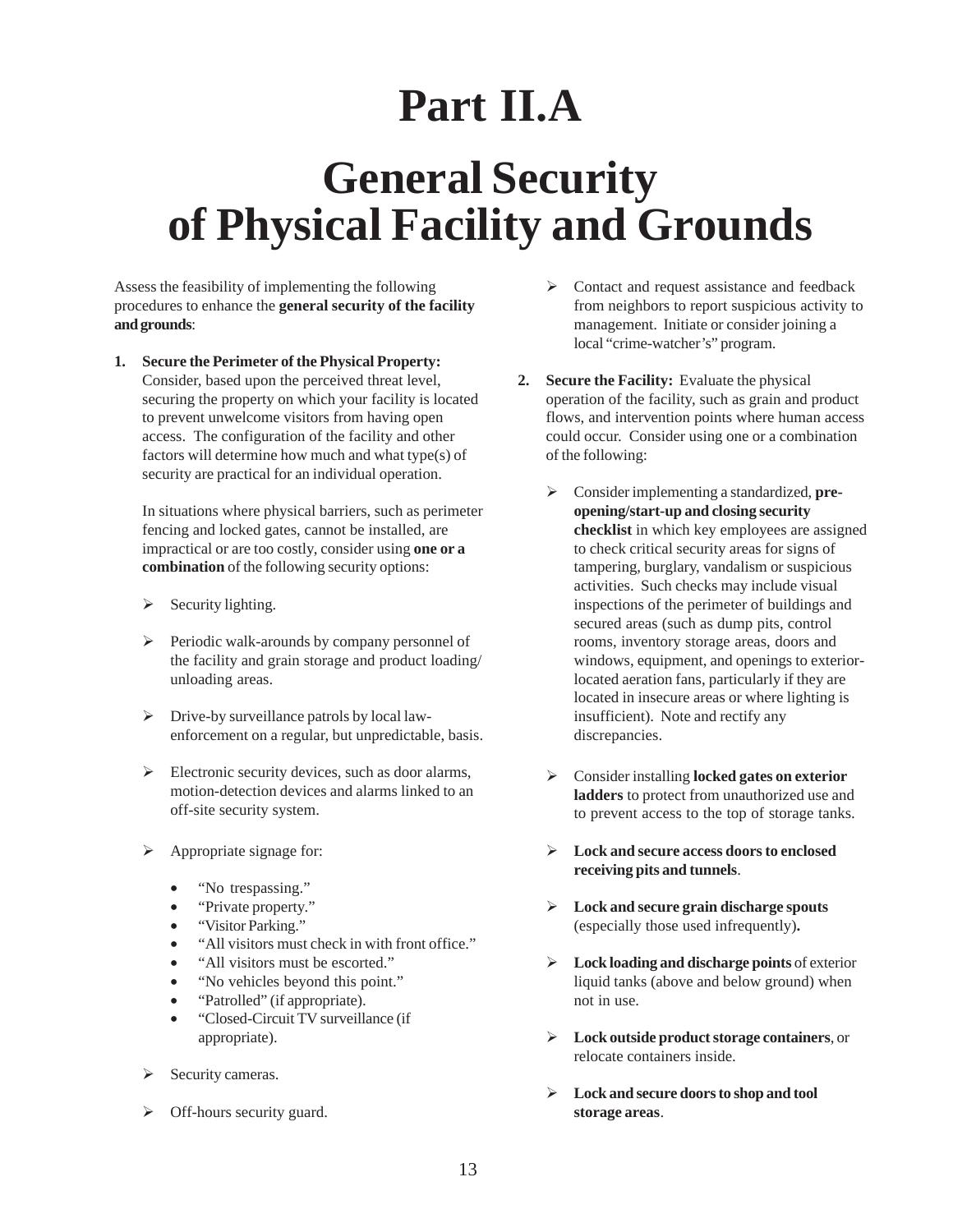# Part II.A

# General Security of Physical Facility and Grounds

Assess the feasibility of implementing the following procedures to enhance the **general security of the facility and grounds**:

1. **Secure the Perimeter of the Physical Property:** Consider, based upon the perceived threat level, securing the property on which your facility is located to prevent unwelcome visitors from having open access. The configuration of the facility and other factors will determine how much and what type(s) of security are practical for an individual operation.

   In situations where physical barriers, such as perimeter fencing and locked gates, cannot be installed, are impractical or are too costly, consider using **one or a combination** of the following security options:

   - Security lighting.
   - Periodic walk-arounds by company personnel of the facility and grain storage and product loading/unloading areas.
   - Drive-by surveillance patrols by local law-enforcement on a regular, but unpredictable, basis.
   - Electronic security devices, such as door alarms, motion-detection devices and alarms linked to an off-site security system.
   - Appropriate signage for:
     - "No trespassing."
     - "Private property."
     - "Visitor Parking."
     - "All visitors must check in with front office."
     - "All visitors must be escorted."
     - "No vehicles beyond this point."
     - "Patrolled" (if appropriate).
     - "Closed-Circuit TV surveillance (if appropriate).
   - Security cameras.
   - Off-hours security guard.
   - Contact and request assistance and feedback from neighbors to report suspicious activity to management. Initiate or consider joining a local "crime-watcher's" program.

2. **Secure the Facility:** Evaluate the physical operation of the facility, such as grain and product flows, and intervention points where human access could occur. Consider using one or a combination of the following:

   - Consider implementing a standardized, **pre-opening/start-up and closing security checklist** in which key employees are assigned to check critical security areas for signs of tampering, burglary, vandalism or suspicious activities. Such checks may include visual inspections of the perimeter of buildings and secured areas (such as dump pits, control rooms, inventory storage areas, doors and windows, equipment, and openings to exterior-located aeration fans, particularly if they are located in insecure areas or where lighting is insufficient). Note and rectify any discrepancies.
   - Consider installing **locked gates on exterior ladders** to protect from unauthorized use and to prevent access to the top of storage tanks.
   - **Lock and secure access doors to enclosed receiving pits and tunnels**.
   - **Lock and secure grain discharge spouts** (especially those used infrequently)**.**
   - **Lock loading and discharge points** of exterior liquid tanks (above and below ground) when not in use.
   - **Lock outside product storage containers**, or relocate containers inside.
   - **Lock and secure doors to shop and tool storage areas**.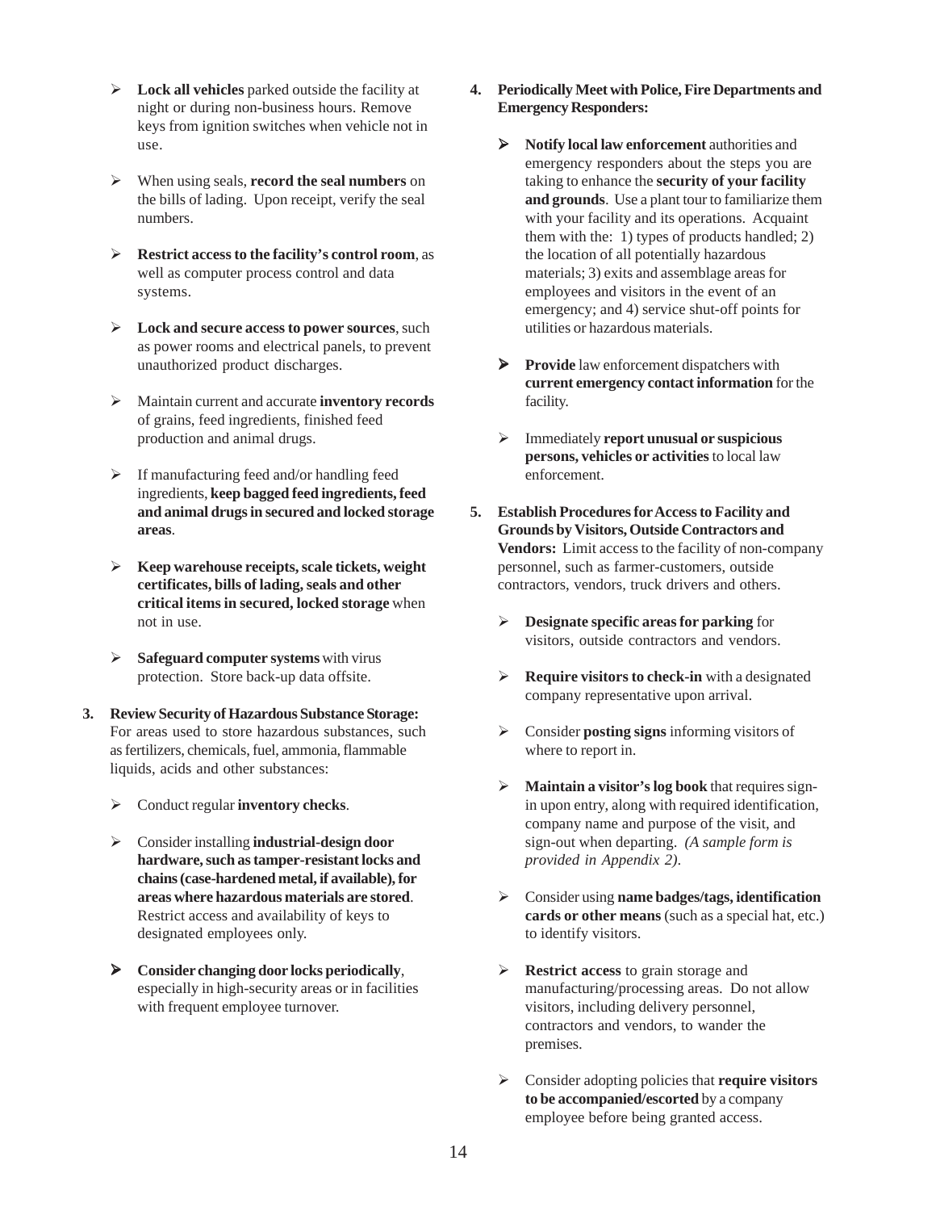- **Lock all vehicles** parked outside the facility at night or during non-business hours. Remove keys from ignition switches when vehicle not in use.
- When using seals, **record the seal numbers** on the bills of lading. Upon receipt, verify the seal numbers.
- **Restrict access to the facility's control room**, as well as computer process control and data systems.
- **Lock and secure access to power sources**, such as power rooms and electrical panels, to prevent unauthorized product discharges.
- Maintain current and accurate **inventory records** of grains, feed ingredients, finished feed production and animal drugs.
- If manufacturing feed and/or handling feed ingredients, **keep bagged feed ingredients, feed and animal drugs in secured and locked storage areas**.
- **Keep warehouse receipts, scale tickets, weight certificates, bills of lading, seals and other critical items in secured, locked storage** when not in use.
- **Safeguard computer systems** with virus protection. Store back-up data offsite.

3. **Review Security of Hazardous Substance Storage:** For areas used to store hazardous substances, such as fertilizers, chemicals, fuel, ammonia, flammable liquids, acids and other substances:

   - Conduct regular **inventory checks**.
   - Consider installing **industrial-design door hardware, such as tamper-resistant locks and chains (case-hardened metal, if available), for areas where hazardous materials are stored**. Restrict access and availability of keys to designated employees only.
   - **Consider changing door locks periodically**, especially in high-security areas or in facilities with frequent employee turnover.

4. **Periodically Meet with Police, Fire Departments and Emergency Responders:**

   - **Notify local law enforcement** authorities and emergency responders about the steps you are taking to enhance the **security of your facility and grounds**. Use a plant tour to familiarize them with your facility and its operations. Acquaint them with the: 1) types of products handled; 2) the location of all potentially hazardous materials; 3) exits and assemblage areas for employees and visitors in the event of an emergency; and 4) service shut-off points for utilities or hazardous materials.
   - **Provide** law enforcement dispatchers with **current emergency contact information** for the facility.
   - Immediately **report unusual or suspicious persons, vehicles or activities** to local law enforcement.

5. **Establish Procedures for Access to Facility and Grounds by Visitors, Outside Contractors and Vendors:** Limit access to the facility of non-company personnel, such as farmer-customers, outside contractors, vendors, truck drivers and others.

   - **Designate specific areas for parking** for visitors, outside contractors and vendors.
   - **Require visitors to check-in** with a designated company representative upon arrival.
   - Consider **posting signs** informing visitors of where to report in.
   - **Maintain a visitor's log book** that requires sign-in upon entry, along with required identification, company name and purpose of the visit, and sign-out when departing. *(A sample form is provided in Appendix 2)*.
   - Consider using **name badges/tags, identification cards or other means** (such as a special hat, etc.) to identify visitors.
   - **Restrict access** to grain storage and manufacturing/processing areas. Do not allow visitors, including delivery personnel, contractors and vendors, to wander the premises.
   - Consider adopting policies that **require visitors to be accompanied/escorted** by a company employee before being granted access.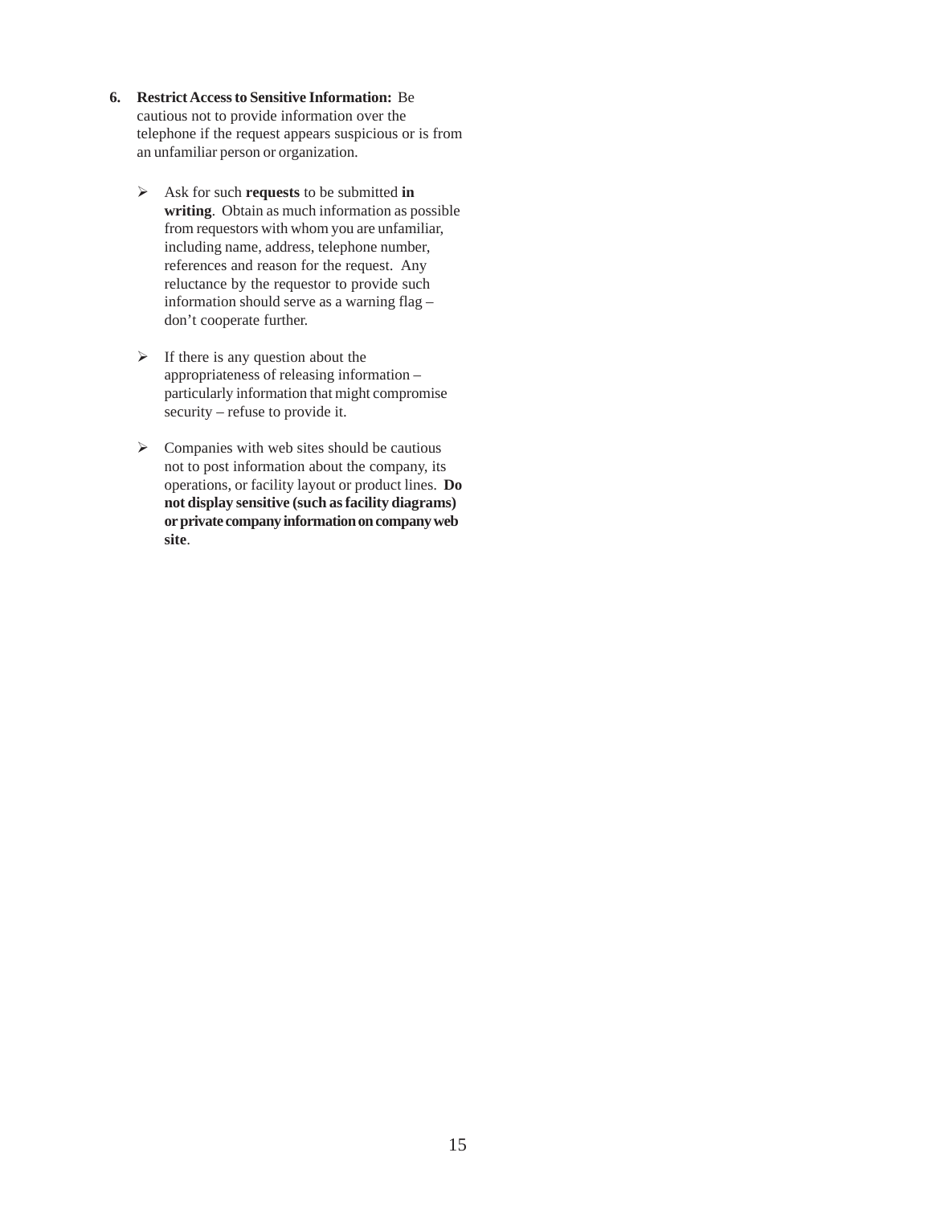6. **Restrict Access to Sensitive Information:** Be cautious not to provide information over the telephone if the request appears suspicious or is from an unfamiliar person or organization.

   - Ask for such **requests** to be submitted **in writing**. Obtain as much information as possible from requestors with whom you are unfamiliar, including name, address, telephone number, references and reason for the request. Any reluctance by the requestor to provide such information should serve as a warning flag – don't cooperate further.

   - If there is any question about the appropriateness of releasing information – particularly information that might compromise security – refuse to provide it.

   - Companies with web sites should be cautious not to post information about the company, its operations, or facility layout or product lines. **Do not display sensitive (such as facility diagrams) or private company information on company web site**.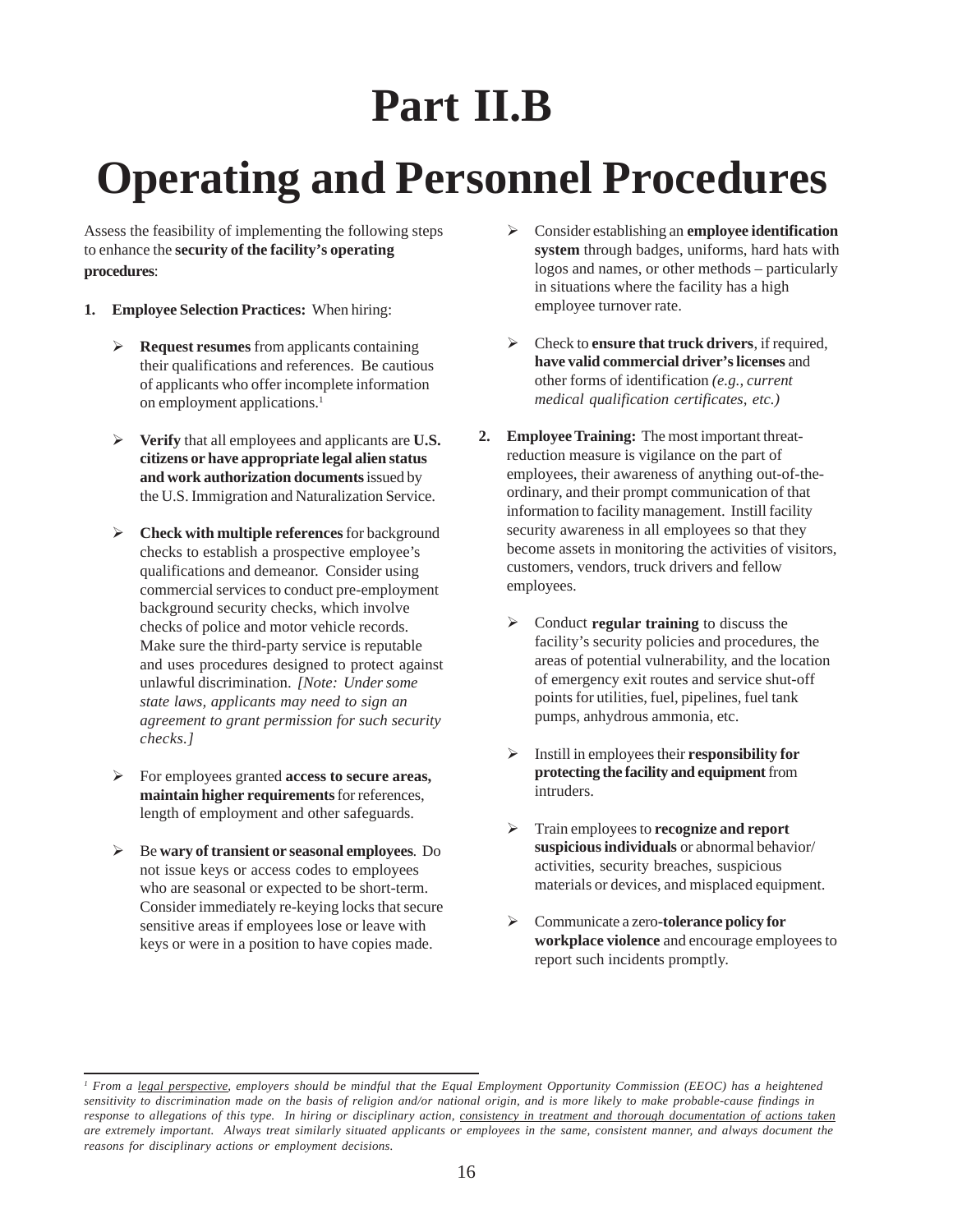# Part II.B

# Operating and Personnel Procedures

Assess the feasibility of implementing the following steps to enhance the **security of the facility's operating procedures**:

1. **Employee Selection Practices:** When hiring:

   - **Request resumes** from applicants containing their qualifications and references. Be cautious of applicants who offer incomplete information on employment applications.[1]

   - **Verify** that all employees and applicants are **U.S. citizens or have appropriate legal alien status and work authorization documents** issued by the U.S. Immigration and Naturalization Service.

   - **Check with multiple references** for background checks to establish a prospective employee's qualifications and demeanor. Consider using commercial services to conduct pre-employment background security checks, which involve checks of police and motor vehicle records. Make sure the third-party service is reputable and uses procedures designed to protect against unlawful discrimination. *[Note: Under some state laws, applicants may need to sign an agreement to grant permission for such security checks.]*

   - For employees granted **access to secure areas, maintain higher requirements** for references, length of employment and other safeguards.

   - Be **wary of transient or seasonal employees**. Do not issue keys or access codes to employees who are seasonal or expected to be short-term. Consider immediately re-keying locks that secure sensitive areas if employees lose or leave with keys or were in a position to have copies made.

   - Consider establishing an **employee identification system** through badges, uniforms, hard hats with logos and names, or other methods – particularly in situations where the facility has a high employee turnover rate.

   - Check to **ensure that truck drivers**, if required, **have valid commercial driver's licenses** and other forms of identification *(e.g., current medical qualification certificates, etc.)*

2. **Employee Training:** The most important threat-reduction measure is vigilance on the part of employees, their awareness of anything out-of-the-ordinary, and their prompt communication of that information to facility management. Instill facility security awareness in all employees so that they become assets in monitoring the activities of visitors, customers, vendors, truck drivers and fellow employees.

   - Conduct **regular training** to discuss the facility's security policies and procedures, the areas of potential vulnerability, and the location of emergency exit routes and service shut-off points for utilities, fuel, pipelines, fuel tank pumps, anhydrous ammonia, etc.

   - Instill in employees their **responsibility for protecting the facility and equipment** from intruders.

   - Train employees to **recognize and report suspicious individuals** or abnormal behavior/ activities, security breaches, suspicious materials or devices, and misplaced equipment.

   - Communicate a zero-**tolerance policy for workplace violence** and encourage employees to report such incidents promptly.

---

[1] *From a legal perspective, employers should be mindful that the Equal Employment Opportunity Commission (EEOC) has a heightened sensitivity to discrimination made on the basis of religion and/or national origin, and is more likely to make probable-cause findings in response to allegations of this type. In hiring or disciplinary action, consistency in treatment and thorough documentation of actions taken are extremely important. Always treat similarly situated applicants or employees in the same, consistent manner, and always document the reasons for disciplinary actions or employment decisions.*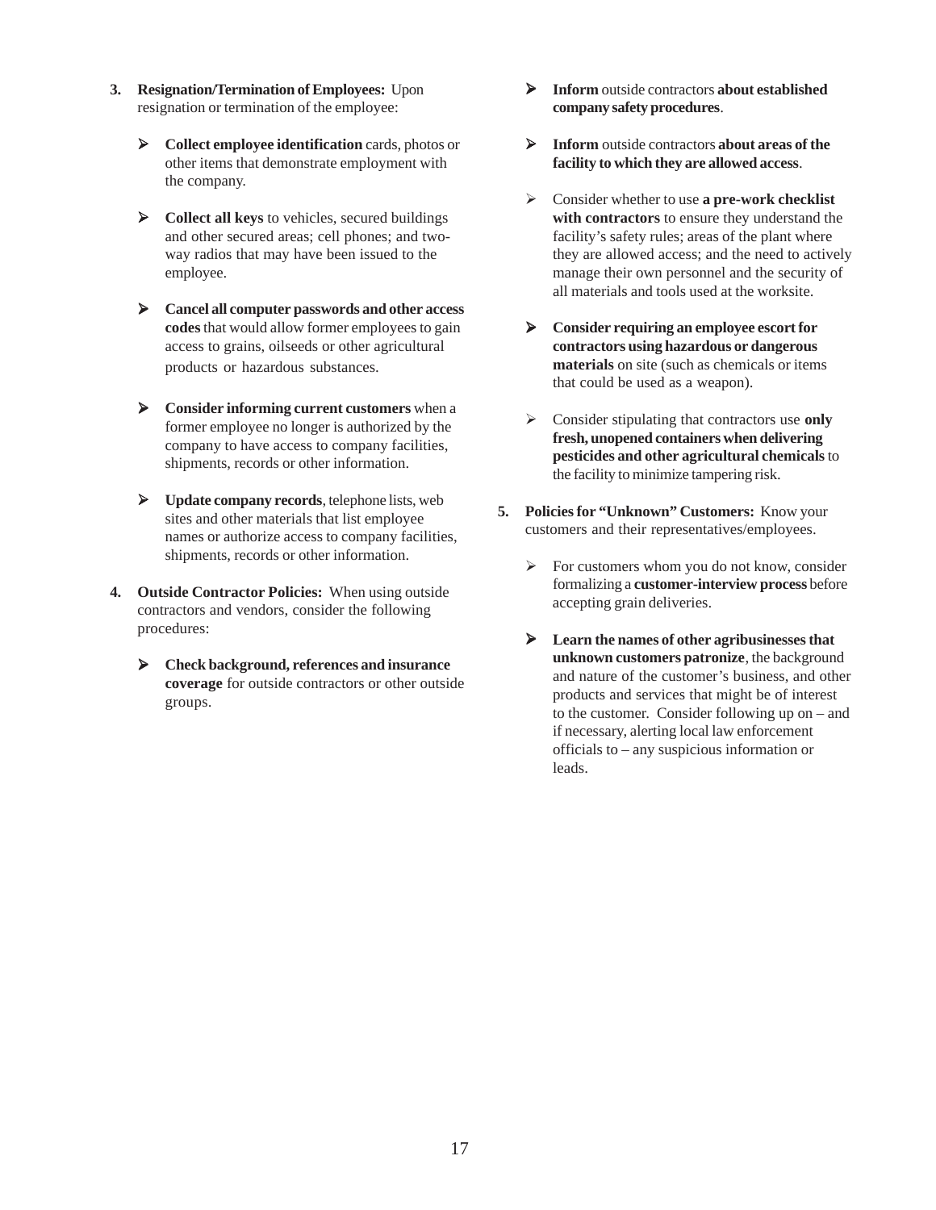3. **Resignation/Termination of Employees:** Upon resignation or termination of the employee:

    - **Collect employee identification** cards, photos or other items that demonstrate employment with the company.

    - **Collect all keys** to vehicles, secured buildings and other secured areas; cell phones; and two-way radios that may have been issued to the employee.

    - **Cancel all computer passwords and other access codes** that would allow former employees to gain access to grains, oilseeds or other agricultural products or hazardous substances.

    - **Consider informing current customers** when a former employee no longer is authorized by the company to have access to company facilities, shipments, records or other information.

    - **Update company records**, telephone lists, web sites and other materials that list employee names or authorize access to company facilities, shipments, records or other information.

4. **Outside Contractor Policies:** When using outside contractors and vendors, consider the following procedures:

    - **Check background, references and insurance coverage** for outside contractors or other outside groups.

    - **Inform** outside contractors **about established company safety procedures**.

    - **Inform** outside contractors **about areas of the facility to which they are allowed access**.

    - Consider whether to use **a pre-work checklist with contractors** to ensure they understand the facility's safety rules; areas of the plant where they are allowed access; and the need to actively manage their own personnel and the security of all materials and tools used at the worksite.

    - **Consider requiring an employee escort for contractors using hazardous or dangerous materials** on site (such as chemicals or items that could be used as a weapon).

    - Consider stipulating that contractors use **only fresh, unopened containers when delivering pesticides and other agricultural chemicals** to the facility to minimize tampering risk.

5. **Policies for "Unknown" Customers:** Know your customers and their representatives/employees.

    - For customers whom you do not know, consider formalizing a **customer-interview process** before accepting grain deliveries.

    - **Learn the names of other agribusinesses that unknown customers patronize**, the background and nature of the customer's business, and other products and services that might be of interest to the customer. Consider following up on – and if necessary, alerting local law enforcement officials to – any suspicious information or leads.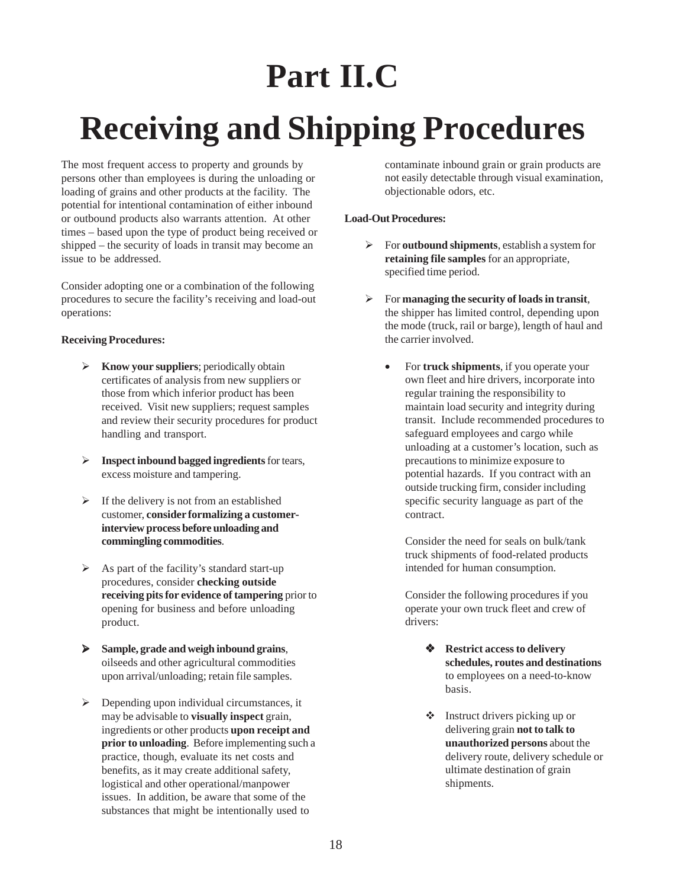# Part II.C

# Receiving and Shipping Procedures

The most frequent access to property and grounds by persons other than employees is during the unloading or loading of grains and other products at the facility. The potential for intentional contamination of either inbound or outbound products also warrants attention. At other times – based upon the type of product being received or shipped – the security of loads in transit may become an issue to be addressed.

Consider adopting one or a combination of the following procedures to secure the facility's receiving and load-out operations:

**Receiving Procedures:**

- **Know your suppliers**; periodically obtain certificates of analysis from new suppliers or those from which inferior product has been received. Visit new suppliers; request samples and review their security procedures for product handling and transport.
- **Inspect inbound bagged ingredients** for tears, excess moisture and tampering.
- If the delivery is not from an established customer, **consider formalizing a customer-interview process before unloading and commingling commodities**.
- As part of the facility's standard start-up procedures, consider **checking outside receiving pits for evidence of tampering** prior to opening for business and before unloading product.
- **Sample, grade and weigh inbound grains**, oilseeds and other agricultural commodities upon arrival/unloading; retain file samples.
- Depending upon individual circumstances, it may be advisable to **visually inspect** grain, ingredients or other products **upon receipt and prior to unloading**. Before implementing such a practice, though, evaluate its net costs and benefits, as it may create additional safety, logistical and other operational/manpower issues. In addition, be aware that some of the substances that might be intentionally used to contaminate inbound grain or grain products are not easily detectable through visual examination, objectionable odors, etc.

**Load-Out Procedures:**

- For **outbound shipments**, establish a system for **retaining file samples** for an appropriate, specified time period.
- For **managing the security of loads in transit**, the shipper has limited control, depending upon the mode (truck, rail or barge), length of haul and the carrier involved.
  - For **truck shipments**, if you operate your own fleet and hire drivers, incorporate into regular training the responsibility to maintain load security and integrity during transit. Include recommended procedures to safeguard employees and cargo while unloading at a customer's location, such as precautions to minimize exposure to potential hazards. If you contract with an outside trucking firm, consider including specific security language as part of the contract.

    Consider the need for seals on bulk/tank truck shipments of food-related products intended for human consumption.

    Consider the following procedures if you operate your own truck fleet and crew of drivers:

    - **Restrict access to delivery schedules, routes and destinations** to employees on a need-to-know basis.
    - Instruct drivers picking up or delivering grain **not to talk to unauthorized persons** about the delivery route, delivery schedule or ultimate destination of grain shipments.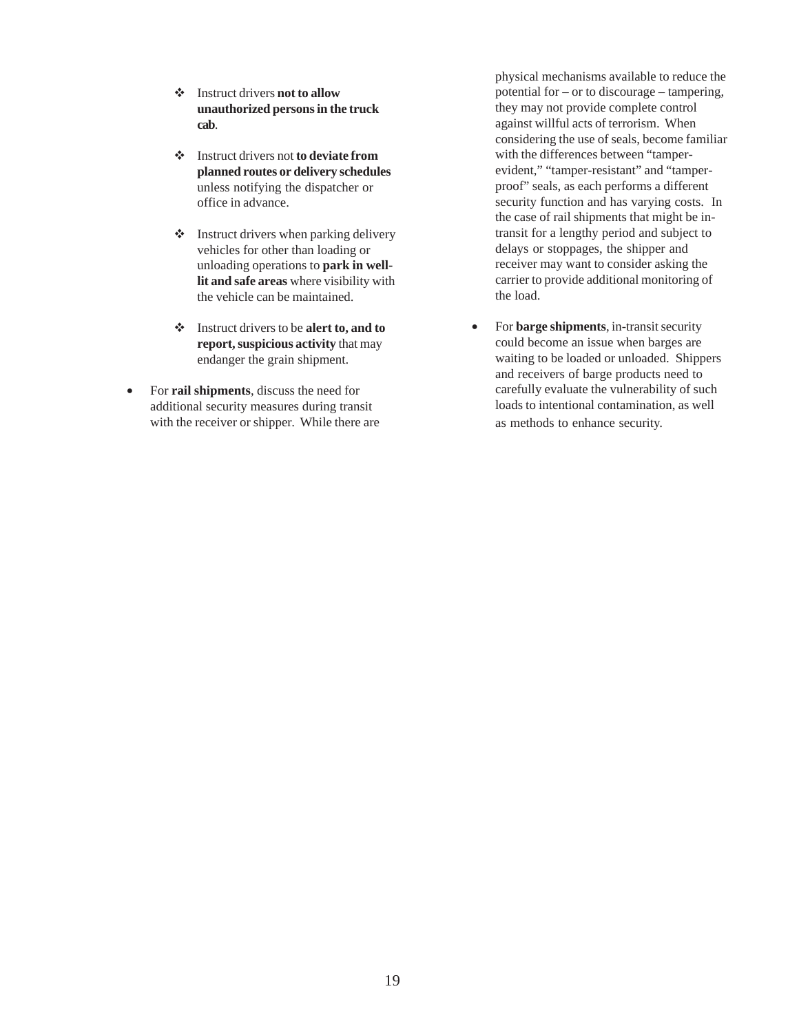- Instruct drivers **not to allow unauthorized persons in the truck cab**.
- Instruct drivers not **to deviate from planned routes or delivery schedules** unless notifying the dispatcher or office in advance.
- Instruct drivers when parking delivery vehicles for other than loading or unloading operations to **park in well-lit and safe areas** where visibility with the vehicle can be maintained.
- Instruct drivers to be **alert to, and to report, suspicious activity** that may endanger the grain shipment.

- For **rail shipments**, discuss the need for additional security measures during transit with the receiver or shipper. While there are physical mechanisms available to reduce the potential for – or to discourage – tampering, they may not provide complete control against willful acts of terrorism. When considering the use of seals, become familiar with the differences between "tamper-evident," "tamper-resistant" and "tamper-proof" seals, as each performs a different security function and has varying costs. In the case of rail shipments that might be in-transit for a lengthy period and subject to delays or stoppages, the shipper and receiver may want to consider asking the carrier to provide additional monitoring of the load.

- For **barge shipments**, in-transit security could become an issue when barges are waiting to be loaded or unloaded. Shippers and receivers of barge products need to carefully evaluate the vulnerability of such loads to intentional contamination, as well as methods to enhance security.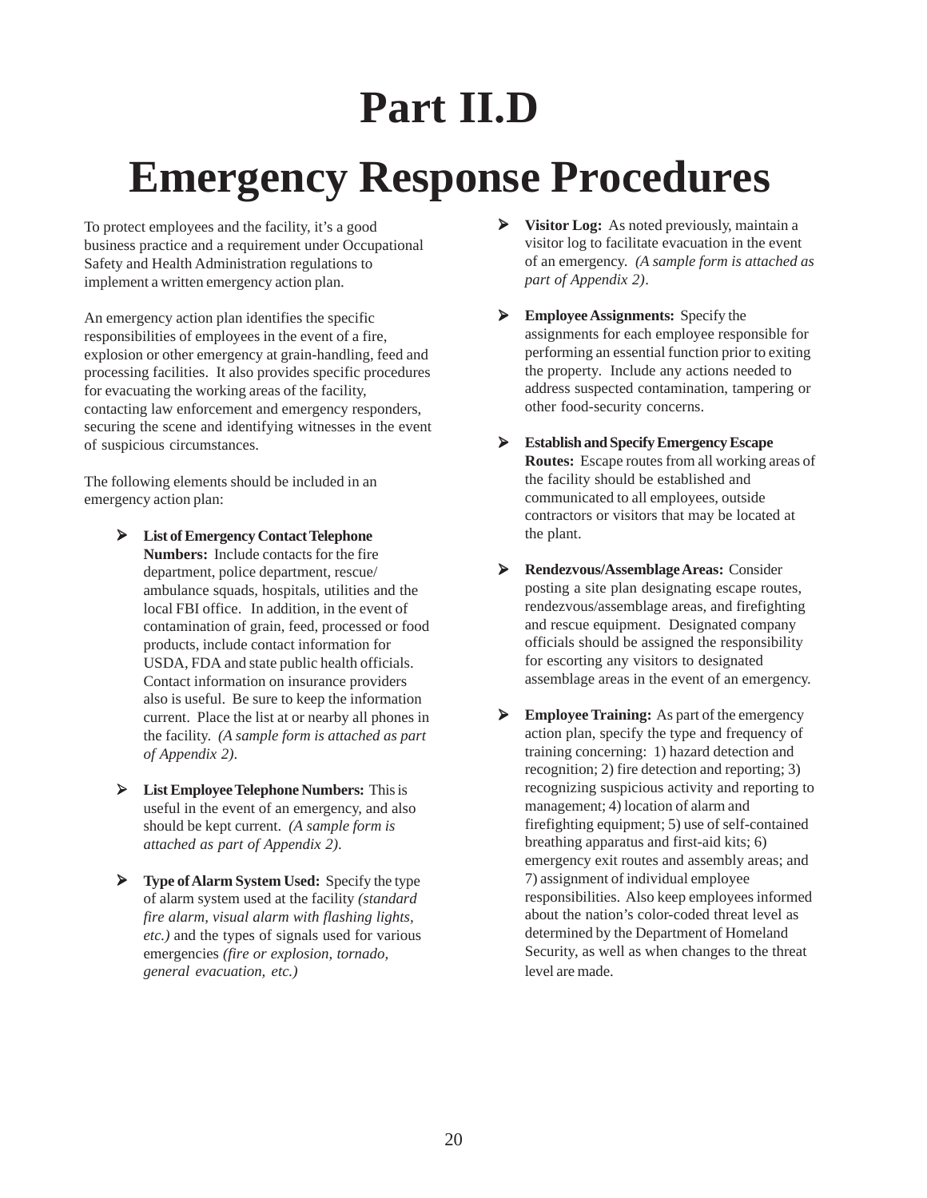# Part II.D

# Emergency Response Procedures

To protect employees and the facility, it's a good business practice and a requirement under Occupational Safety and Health Administration regulations to implement a written emergency action plan.

An emergency action plan identifies the specific responsibilities of employees in the event of a fire, explosion or other emergency at grain-handling, feed and processing facilities. It also provides specific procedures for evacuating the working areas of the facility, contacting law enforcement and emergency responders, securing the scene and identifying witnesses in the event of suspicious circumstances.

The following elements should be included in an emergency action plan:

- **List of Emergency Contact Telephone Numbers:** Include contacts for the fire department, police department, rescue/ambulance squads, hospitals, utilities and the local FBI office. In addition, in the event of contamination of grain, feed, processed or food products, include contact information for USDA, FDA and state public health officials. Contact information on insurance providers also is useful. Be sure to keep the information current. Place the list at or nearby all phones in the facility. *(A sample form is attached as part of Appendix 2).*

- **List Employee Telephone Numbers:** This is useful in the event of an emergency, and also should be kept current. *(A sample form is attached as part of Appendix 2).*

- **Type of Alarm System Used:** Specify the type of alarm system used at the facility *(standard fire alarm, visual alarm with flashing lights, etc.)* and the types of signals used for various emergencies *(fire or explosion, tornado, general evacuation, etc.)*

- **Visitor Log:** As noted previously, maintain a visitor log to facilitate evacuation in the event of an emergency. *(A sample form is attached as part of Appendix 2).*

- **Employee Assignments:** Specify the assignments for each employee responsible for performing an essential function prior to exiting the property. Include any actions needed to address suspected contamination, tampering or other food-security concerns.

- **Establish and Specify Emergency Escape Routes:** Escape routes from all working areas of the facility should be established and communicated to all employees, outside contractors or visitors that may be located at the plant.

- **Rendezvous/Assemblage Areas:** Consider posting a site plan designating escape routes, rendezvous/assemblage areas, and firefighting and rescue equipment. Designated company officials should be assigned the responsibility for escorting any visitors to designated assemblage areas in the event of an emergency.

- **Employee Training:** As part of the emergency action plan, specify the type and frequency of training concerning: 1) hazard detection and recognition; 2) fire detection and reporting; 3) recognizing suspicious activity and reporting to management; 4) location of alarm and firefighting equipment; 5) use of self-contained breathing apparatus and first-aid kits; 6) emergency exit routes and assembly areas; and 7) assignment of individual employee responsibilities. Also keep employees informed about the nation's color-coded threat level as determined by the Department of Homeland Security, as well as when changes to the threat level are made.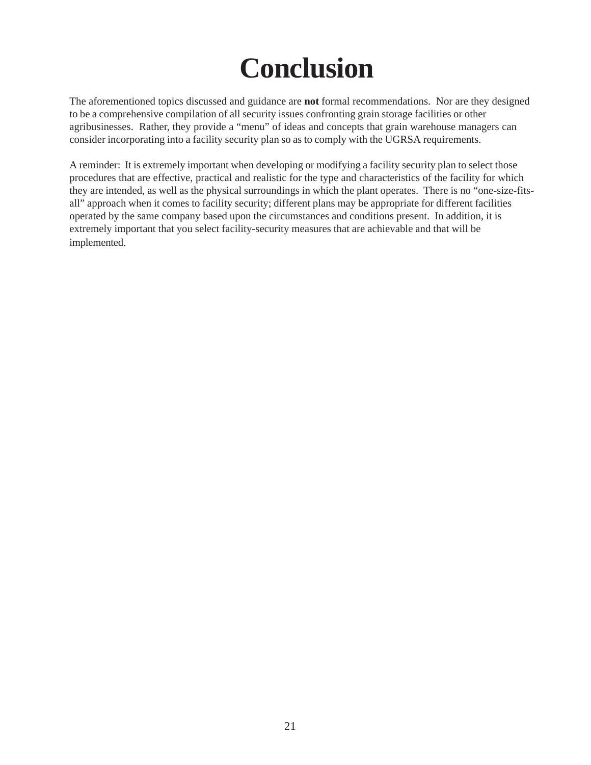# Conclusion

The aforementioned topics discussed and guidance are **not** formal recommendations. Nor are they designed to be a comprehensive compilation of all security issues confronting grain storage facilities or other agribusinesses. Rather, they provide a "menu" of ideas and concepts that grain warehouse managers can consider incorporating into a facility security plan so as to comply with the UGRSA requirements.

A reminder: It is extremely important when developing or modifying a facility security plan to select those procedures that are effective, practical and realistic for the type and characteristics of the facility for which they are intended, as well as the physical surroundings in which the plant operates. There is no "one-size-fits-all" approach when it comes to facility security; different plans may be appropriate for different facilities operated by the same company based upon the circumstances and conditions present. In addition, it is extremely important that you select facility-security measures that are achievable and that will be implemented.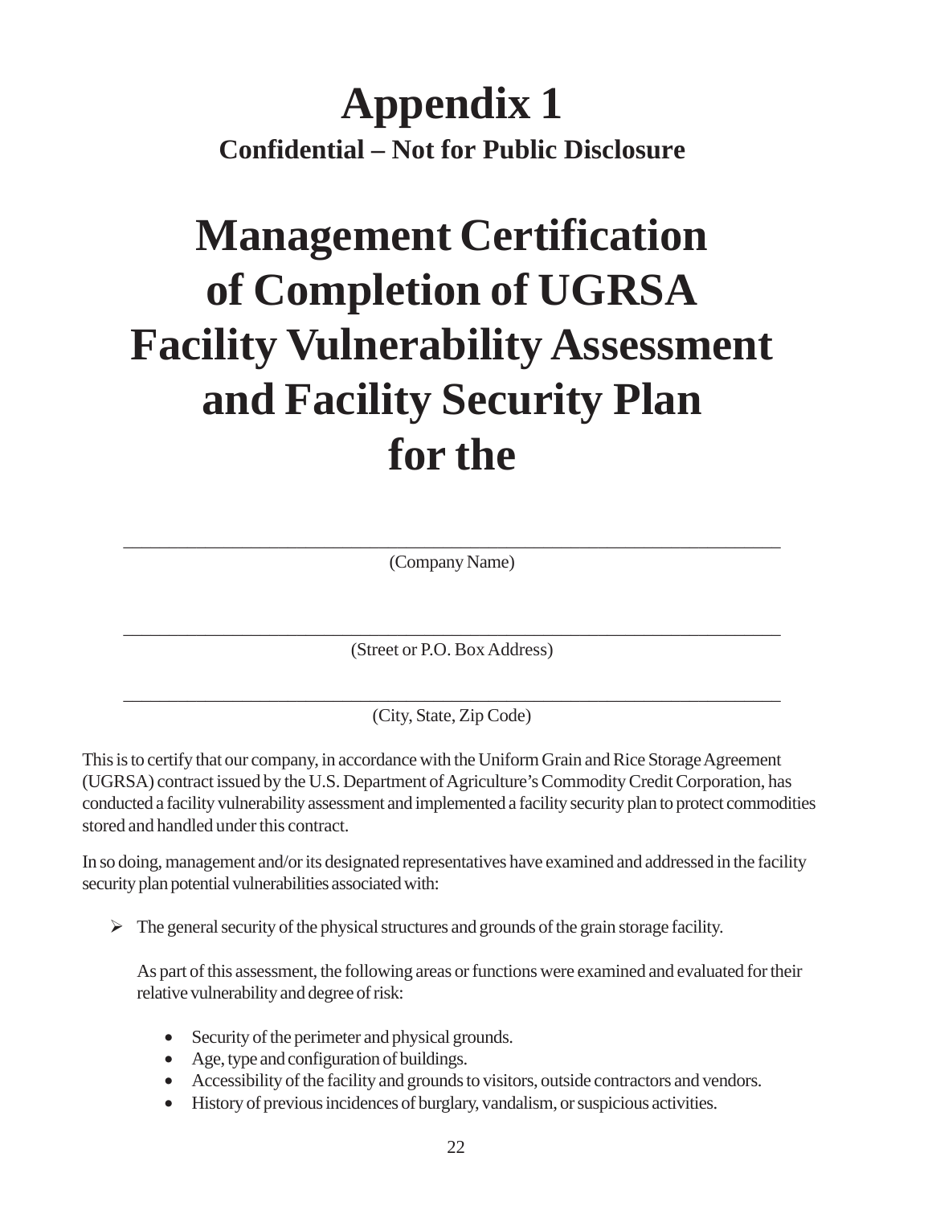# Appendix 1

**Confidential – Not for Public Disclosure**

# Management Certification of Completion of UGRSA Facility Vulnerability Assessment and Facility Security Plan for the

\_\_\_\_\_\_\_\_\_\_\_\_\_\_\_\_\_\_\_\_\_\_\_\_\_\_\_\_\_\_\_\_\_\_\_\_\_\_\_\_\_\_\_\_\_\_\_\_\_\_\_\_\_\_\_\_\_\_\_\_\_\_

(Company Name)

\_\_\_\_\_\_\_\_\_\_\_\_\_\_\_\_\_\_\_\_\_\_\_\_\_\_\_\_\_\_\_\_\_\_\_\_\_\_\_\_\_\_\_\_\_\_\_\_\_\_\_\_\_\_\_\_\_\_\_\_\_\_

(Street or P.O. Box Address)

\_\_\_\_\_\_\_\_\_\_\_\_\_\_\_\_\_\_\_\_\_\_\_\_\_\_\_\_\_\_\_\_\_\_\_\_\_\_\_\_\_\_\_\_\_\_\_\_\_\_\_\_\_\_\_\_\_\_\_\_\_\_

(City, State, Zip Code)

This is to certify that our company, in accordance with the Uniform Grain and Rice Storage Agreement (UGRSA) contract issued by the U.S. Department of Agriculture's Commodity Credit Corporation, has conducted a facility vulnerability assessment and implemented a facility security plan to protect commodities stored and handled under this contract.

In so doing, management and/or its designated representatives have examined and addressed in the facility security plan potential vulnerabilities associated with:

- The general security of the physical structures and grounds of the grain storage facility.

  As part of this assessment, the following areas or functions were examined and evaluated for their relative vulnerability and degree of risk:

  - Security of the perimeter and physical grounds.
  - Age, type and configuration of buildings.
  - Accessibility of the facility and grounds to visitors, outside contractors and vendors.
  - History of previous incidences of burglary, vandalism, or suspicious activities.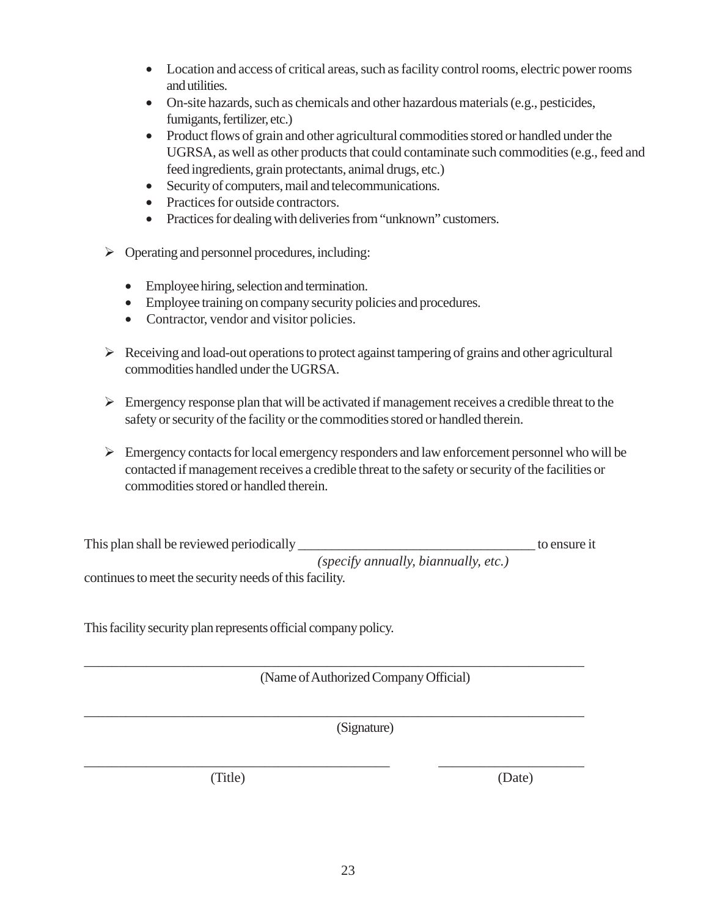- Location and access of critical areas, such as facility control rooms, electric power rooms and utilities.
   - On-site hazards, such as chemicals and other hazardous materials (e.g., pesticides, fumigants, fertilizer, etc.)
   - Product flows of grain and other agricultural commodities stored or handled under the UGRSA, as well as other products that could contaminate such commodities (e.g., feed and feed ingredients, grain protectants, animal drugs, etc.)
   - Security of computers, mail and telecommunications.
   - Practices for outside contractors.
   - Practices for dealing with deliveries from "unknown" customers.

- Operating and personnel procedures, including:

  - Employee hiring, selection and termination.
  - Employee training on company security policies and procedures.
  - Contractor, vendor and visitor policies.

- Receiving and load-out operations to protect against tampering of grains and other agricultural commodities handled under the UGRSA.

- Emergency response plan that will be activated if management receives a credible threat to the safety or security of the facility or the commodities stored or handled therein.

- Emergency contacts for local emergency responders and law enforcement personnel who will be contacted if management receives a credible threat to the safety or security of the facilities or commodities stored or handled therein.

This plan shall be reviewed periodically __________________________________ to ensure it
*(specify annually, biannually, etc.)*
continues to meet the security needs of this facility.

This facility security plan represents official company policy.

___________________________________________________________________________
(Name of Authorized Company Official)

___________________________________________________________________________
(Signature)

_____________________________________________ _____________________
(Title) (Date)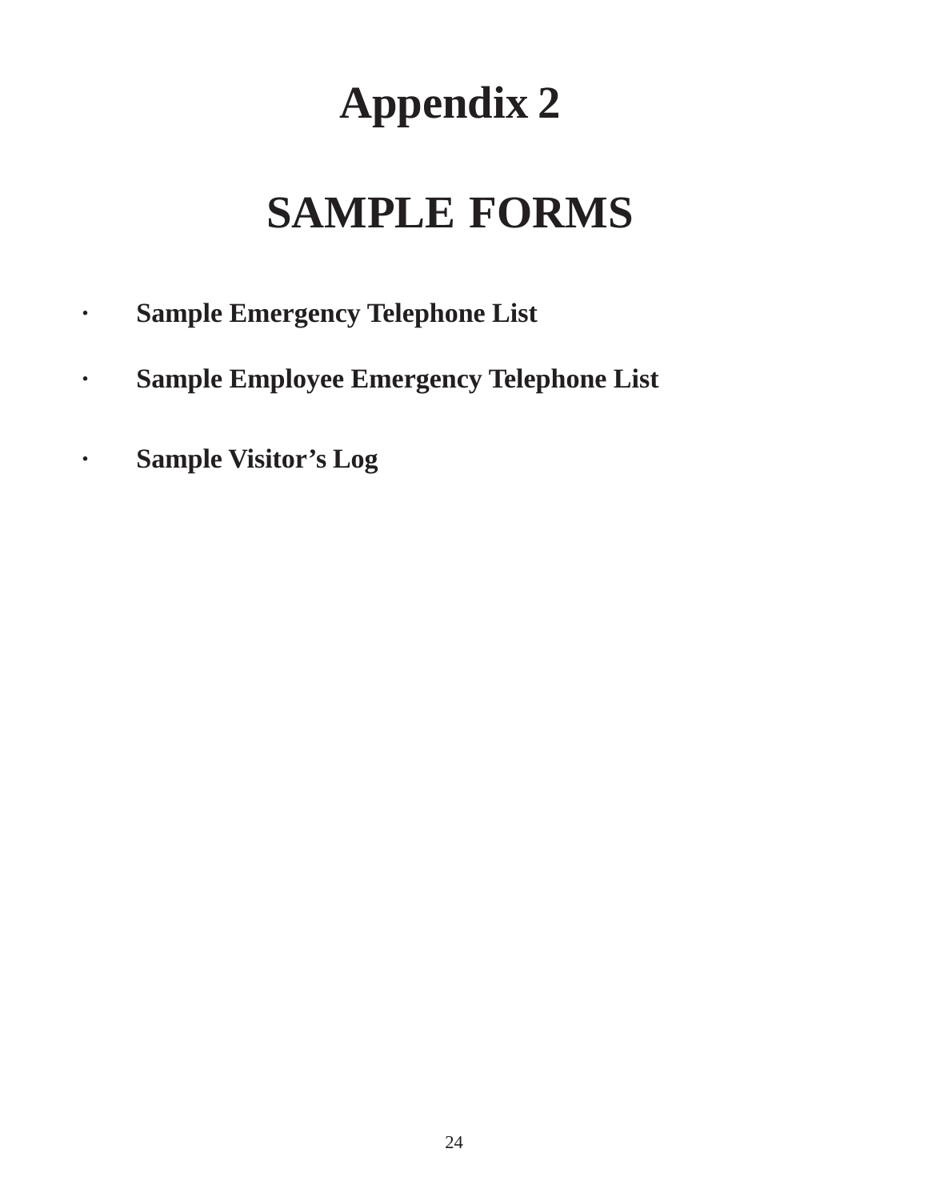# Appendix 2

# SAMPLE FORMS

- **Sample Emergency Telephone List**
- **Sample Employee Emergency Telephone List**
- **Sample Visitor's Log**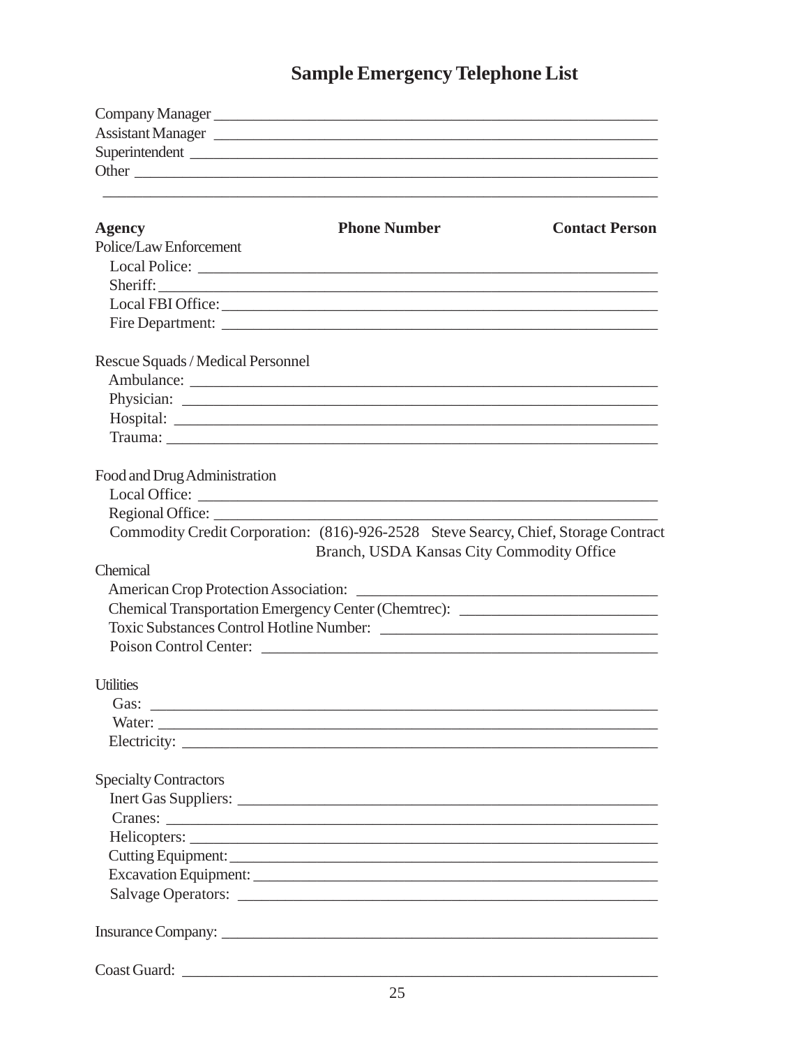# Sample Emergency Telephone List

Company Manager ____________________________________________________________

Assistant Manager ___________________________________________________________

Superintendent ______________________________________________________________

Other ______________________________________________________________________

____________________________________________________________________________

**Agency** **Phone Number** **Contact Person**

Police/Law Enforcement

Local Police: _______________________________________________________

Sheriff: ___________________________________________________________

Local FBI Office: ___________________________________________________

Fire Department: ____________________________________________________

Rescue Squads / Medical Personnel

Ambulance: _________________________________________________________

Physician: _________________________________________________________

Hospital: __________________________________________________________

Trauma: ____________________________________________________________

Food and Drug Administration

Local Office: ______________________________________________________

Regional Office: ___________________________________________________

Commodity Credit Corporation: (816)-926-2528 Steve Searcy, Chief, Storage Contract Branch, USDA Kansas City Commodity Office

Chemical

American Crop Protection Association: ______________________________

Chemical Transportation Emergency Center (Chemtrec): ________________

Toxic Substances Control Hotline Number: ___________________________

Poison Control Center: _____________________________________________

Utilities

Gas: _______________________________________________________________

Water: _____________________________________________________________

Electricity: _______________________________________________________

Specialty Contractors

Inert Gas Suppliers: _______________________________________________

Cranes: ____________________________________________________________

Helicopters: _______________________________________________________

Cutting Equipment: _________________________________________________

Excavation Equipment: ______________________________________________

Salvage Operators: _________________________________________________

Insurance Company: __________________________________________________________

Coast Guard: _______________________________________________________________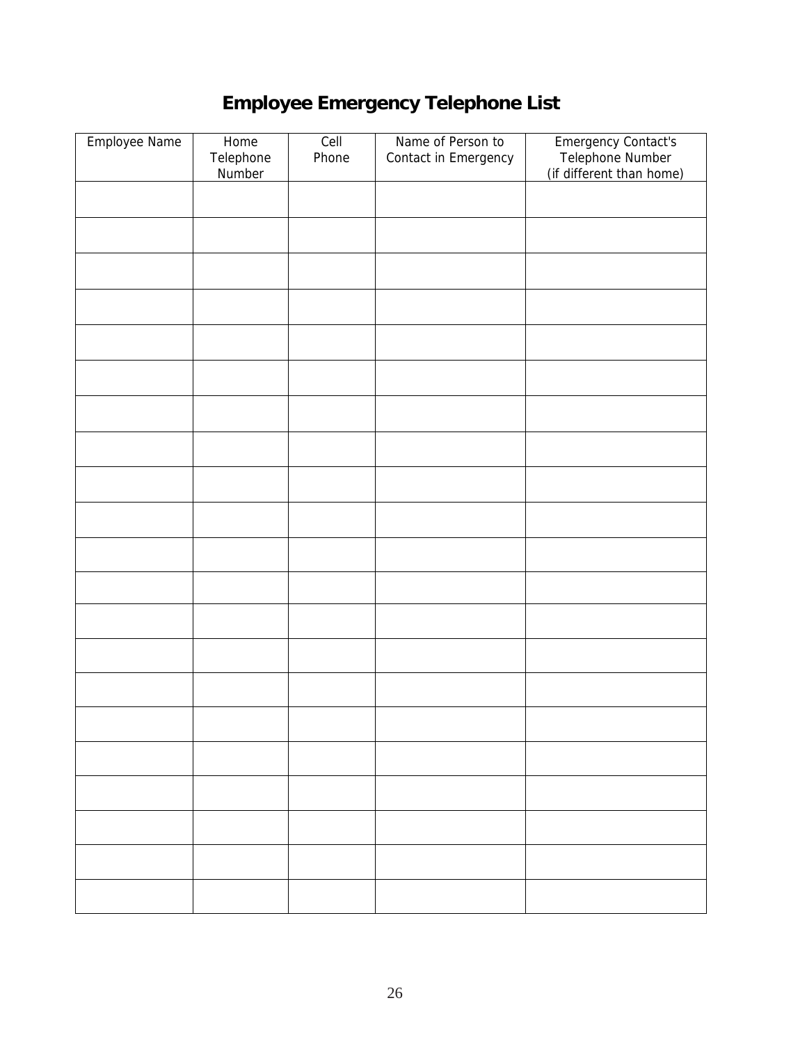# Employee Emergency Telephone List

| Employee Name | Home Telephone Number | Cell Phone | Name of Person to Contact in Emergency | Emergency Contact's Telephone Number (if different than home) |
|---|---|---|---|---|
| | | | | |
| | | | | |
| | | | | |
| | | | | |
| | | | | |
| | | | | |
| | | | | |
| | | | | |
| | | | | |
| | | | | |
| | | | | |
| | | | | |
| | | | | |
| | | | | |
| | | | | |
| | | | | |
| | | | | |
| | | | | |
| | | | | |
| | | | | |
| | | | | |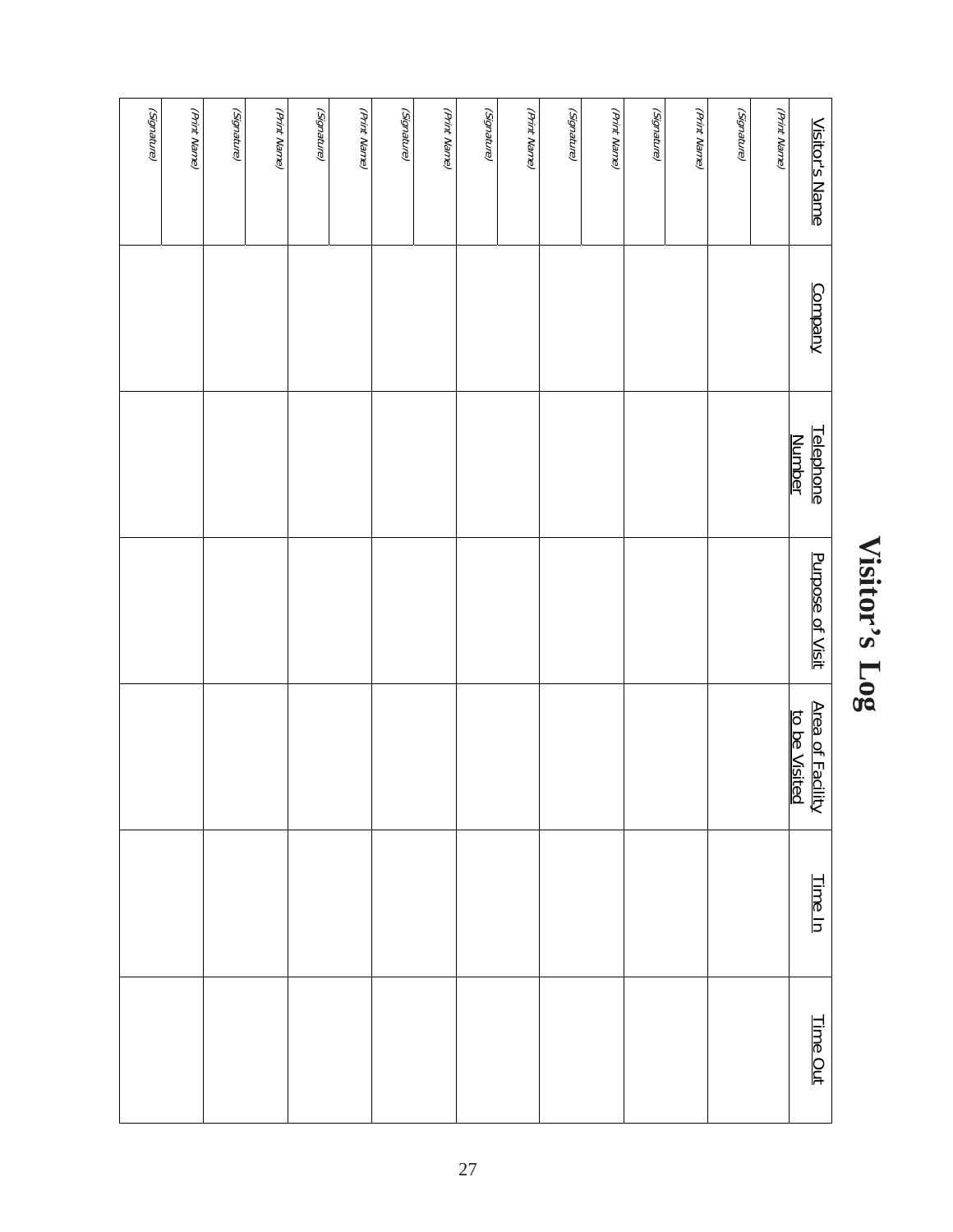# Visitor's Log

| Visitor's Name | Company | Telephone Number | Purpose of Visit | Area of Facility to be Visited | Time In | Time Out |
|---|---|---|---|---|---|---|
| *(Print Name)* | | | | | | |
| *(Signature)* | | | | | | |
| *(Print Name)* | | | | | | |
| *(Signature)* | | | | | | |
| *(Print Name)* | | | | | | |
| *(Signature)* | | | | | | |
| *(Print Name)* | | | | | | |
| *(Signature)* | | | | | | |
| *(Print Name)* | | | | | | |
| *(Signature)* | | | | | | |
| *(Print Name)* | | | | | | |
| *(Signature)* | | | | | | |
| *(Print Name)* | | | | | | |
| *(Signature)* | | | | | | |
| *(Print Name)* | | | | | | |
| *(Signature)* | | | | | | |